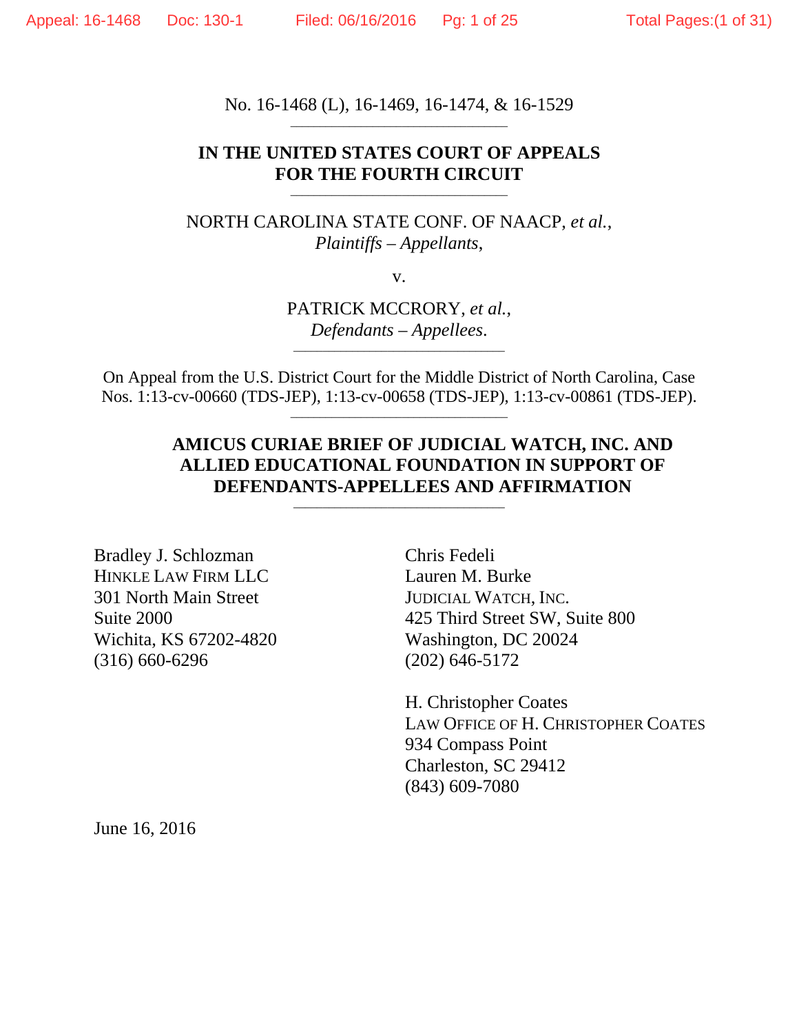No. 16-1468 (L), 16-1469, 16-1474, & 16-1529

---

**IN THE UNITED STATES COURT OF APPEALS**
**FOR THE FOURTH CIRCUIT**

---

NORTH CAROLINA STATE CONF. OF NAACP, *et al.*,
*Plaintiffs – Appellants*,

v.

PATRICK MCCRORY, *et al.*,
*Defendants – Appellees*.

---

On Appeal from the U.S. District Court for the Middle District of North Carolina, Case Nos. 1:13-cv-00660 (TDS-JEP), 1:13-cv-00658 (TDS-JEP), 1:13-cv-00861 (TDS-JEP).

---

**AMICUS CURIAE BRIEF OF JUDICIAL WATCH, INC. AND ALLIED EDUCATIONAL FOUNDATION IN SUPPORT OF DEFENDANTS-APPELLEES AND AFFIRMATION**

---

Bradley J. Schlozman
HINKLE LAW FIRM LLC
301 North Main Street
Suite 2000
Wichita, KS 67202-4820
(316) 660-6296

Chris Fedeli
Lauren M. Burke
JUDICIAL WATCH, INC.
425 Third Street SW, Suite 800
Washington, DC 20024
(202) 646-5172

H. Christopher Coates
LAW OFFICE OF H. CHRISTOPHER COATES
934 Compass Point
Charleston, SC 29412
(843) 609-7080

June 16, 2016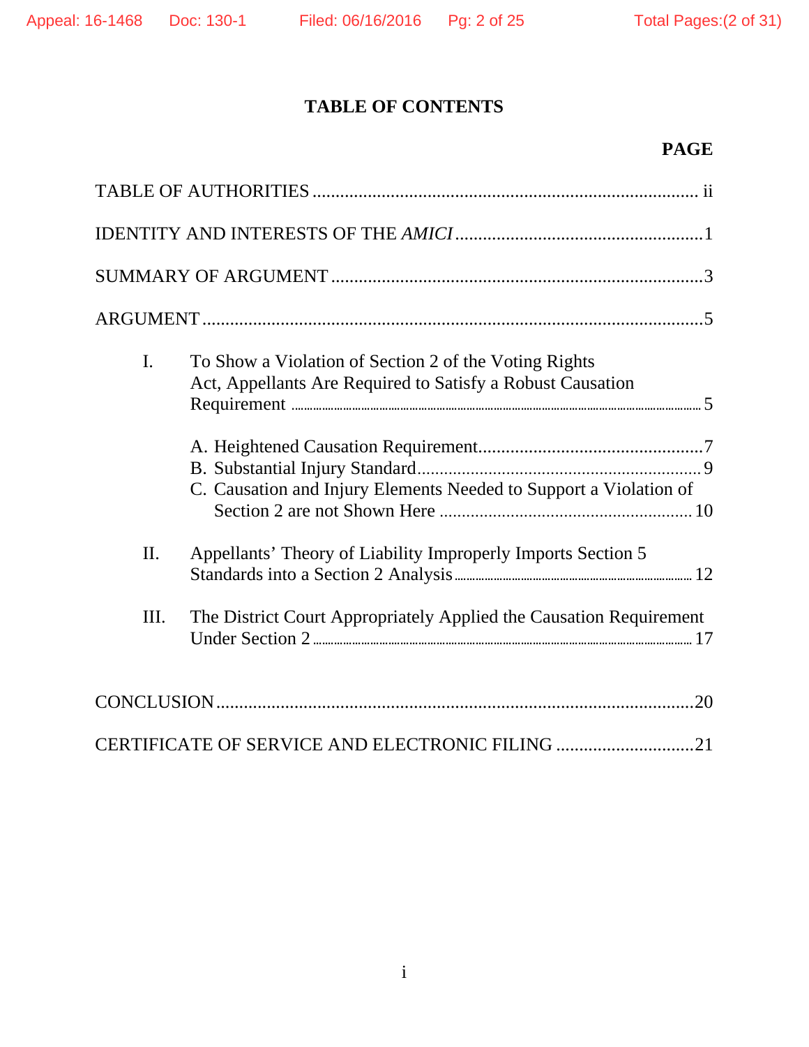# TABLE OF CONTENTS

**PAGE**

TABLE OF AUTHORITIES .................................................................................. ii

IDENTITY AND INTERESTS OF THE *AMICI* .....................................................1

SUMMARY OF ARGUMENT ................................................................................3

ARGUMENT ...........................................................................................................5

I. To Show a Violation of Section 2 of the Voting Rights Act, Appellants Are Required to Satisfy a Robust Causation Requirement ........................................................................5

A. Heightened Causation Requirement................................................7

B. Substantial Injury Standard.............................................................9

C. Causation and Injury Elements Needed to Support a Violation of Section 2 are not Shown Here ....................................................10

II. Appellants' Theory of Liability Improperly Imports Section 5 Standards into a Section 2 Analysis .............................................12

III. The District Court Appropriately Applied the Causation Requirement Under Section 2 ....................................................................17

CONCLUSION.......................................................................................................20

CERTIFICATE OF SERVICE AND ELECTRONIC FILING .............................21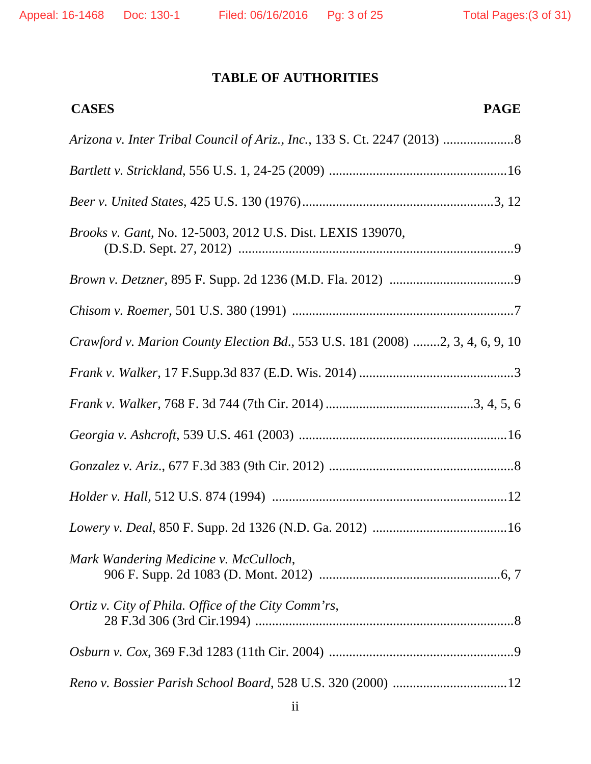# TABLE OF AUTHORITIES

| CASES | PAGE |
|---|---|
| *Arizona v. Inter Tribal Council of Ariz., Inc.*, 133 S. Ct. 2247 (2013) | 8 |
| *Bartlett v. Strickland*, 556 U.S. 1, 24-25 (2009) | 16 |
| *Beer v. United States*, 425 U.S. 130 (1976) | 3, 12 |
| *Brooks v. Gant*, No. 12-5003, 2012 U.S. Dist. LEXIS 139070, (D.S.D. Sept. 27, 2012) | 9 |
| *Brown v. Detzner*, 895 F. Supp. 2d 1236 (M.D. Fla. 2012) | 9 |
| *Chisom v. Roemer*, 501 U.S. 380 (1991) | 7 |
| *Crawford v. Marion County Election Bd.*, 553 U.S. 181 (2008) | 2, 3, 4, 6, 9, 10 |
| *Frank v. Walker*, 17 F.Supp.3d 837 (E.D. Wis. 2014) | 3 |
| *Frank v. Walker*, 768 F. 3d 744 (7th Cir. 2014) | 3, 4, 5, 6 |
| *Georgia v. Ashcroft*, 539 U.S. 461 (2003) | 16 |
| *Gonzalez v. Ariz.*, 677 F.3d 383 (9th Cir. 2012) | 8 |
| *Holder v. Hall*, 512 U.S. 874 (1994) | 12 |
| *Lowery v. Deal*, 850 F. Supp. 2d 1326 (N.D. Ga. 2012) | 16 |
| *Mark Wandering Medicine v. McCulloch*, 906 F. Supp. 2d 1083 (D. Mont. 2012) | 6, 7 |
| *Ortiz v. City of Phila. Office of the City Comm'rs*, 28 F.3d 306 (3rd Cir.1994) | 8 |
| *Osburn v. Cox*, 369 F.3d 1283 (11th Cir. 2004) | 9 |
| *Reno v. Bossier Parish School Board*, 528 U.S. 320 (2000) | 12 |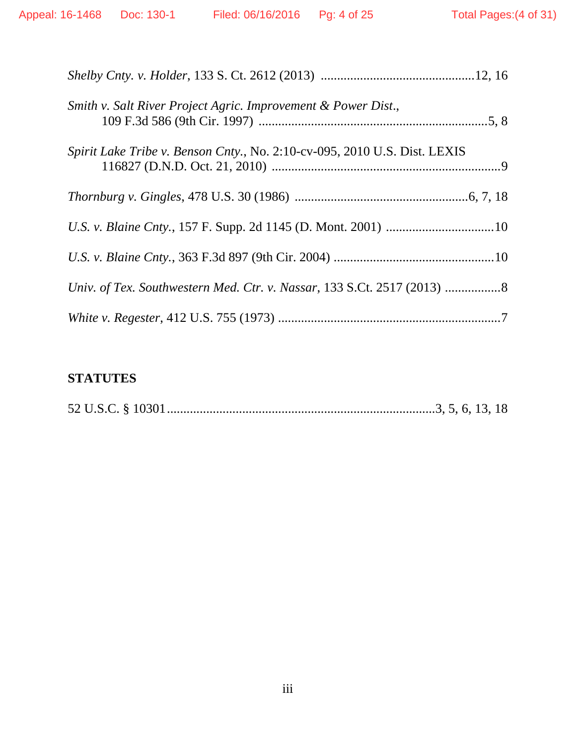*Shelby Cnty. v. Holder*, 133 S. Ct. 2612 (2013) ..............................................12, 16

*Smith v. Salt River Project Agric. Improvement & Power Dist*., 109 F.3d 586 (9th Cir. 1997) ......................................................................5, 8

*Spirit Lake Tribe v. Benson Cnty.*, No. 2:10-cv-095, 2010 U.S. Dist. LEXIS 116827 (D.N.D. Oct. 21, 2010) ......................................................................9

*Thornburg v. Gingles*, 478 U.S. 30 (1986) ....................................................6, 7, 18

*U.S. v. Blaine Cnty.*, 157 F. Supp. 2d 1145 (D. Mont. 2001) .................................10

*U.S. v. Blaine Cnty.*, 363 F.3d 897 (9th Cir. 2004) .................................................10

*Univ. of Tex. Southwestern Med. Ctr. v. Nassar*, 133 S.Ct. 2517 (2013) .................8

*White v. Regester*, 412 U.S. 755 (1973) ....................................................................7

**STATUTES**

52 U.S.C. § 10301..................................................................................3, 5, 6, 13, 18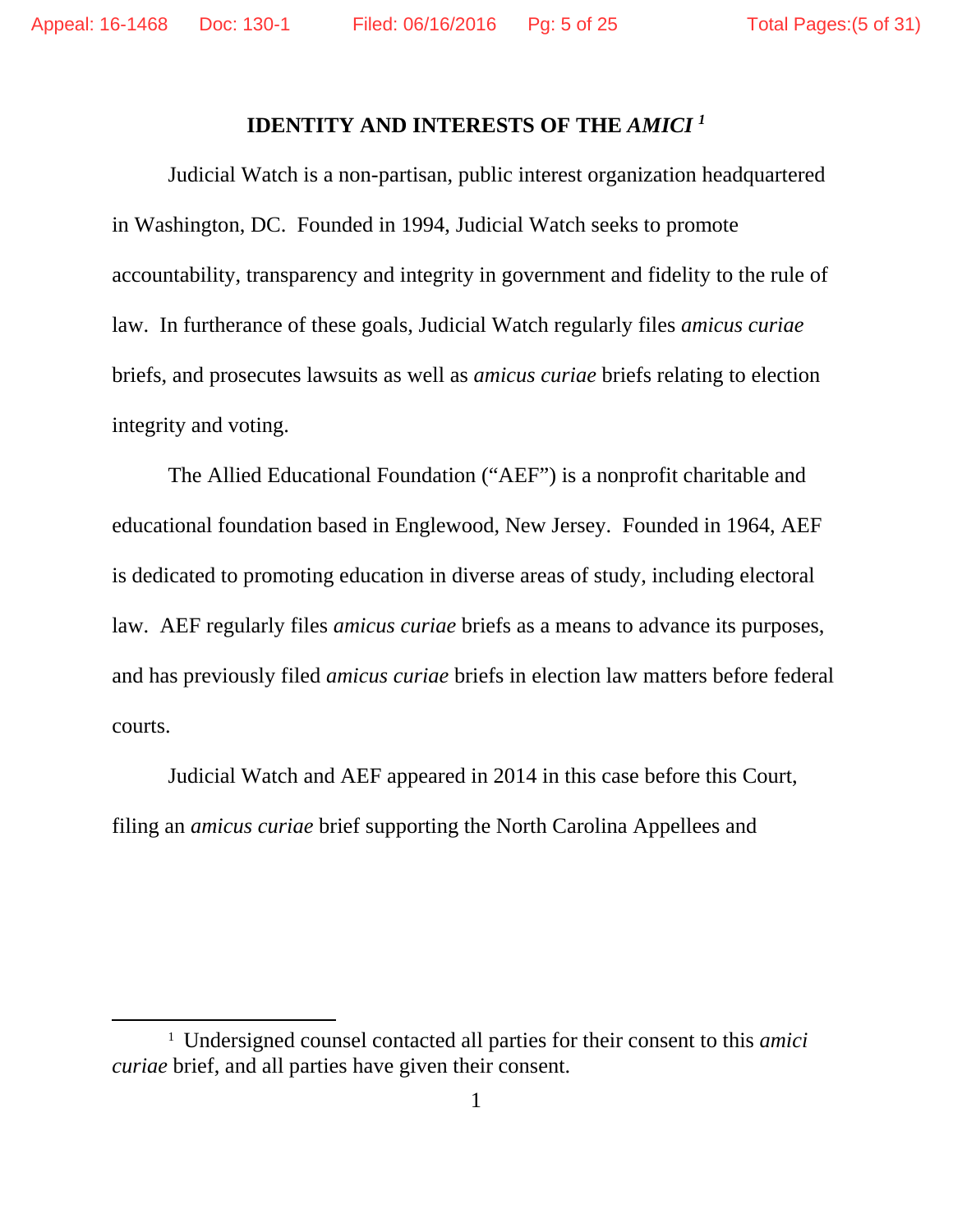## IDENTITY AND INTERESTS OF THE *AMICI* [1]

Judicial Watch is a non-partisan, public interest organization headquartered in Washington, DC. Founded in 1994, Judicial Watch seeks to promote accountability, transparency and integrity in government and fidelity to the rule of law. In furtherance of these goals, Judicial Watch regularly files *amicus curiae* briefs, and prosecutes lawsuits as well as *amicus curiae* briefs relating to election integrity and voting.

The Allied Educational Foundation ("AEF") is a nonprofit charitable and educational foundation based in Englewood, New Jersey. Founded in 1964, AEF is dedicated to promoting education in diverse areas of study, including electoral law. AEF regularly files *amicus curiae* briefs as a means to advance its purposes, and has previously filed *amicus curiae* briefs in election law matters before federal courts.

Judicial Watch and AEF appeared in 2014 in this case before this Court, filing an *amicus curiae* brief supporting the North Carolina Appellees and

---

[1] Undersigned counsel contacted all parties for their consent to this *amici curiae* brief, and all parties have given their consent.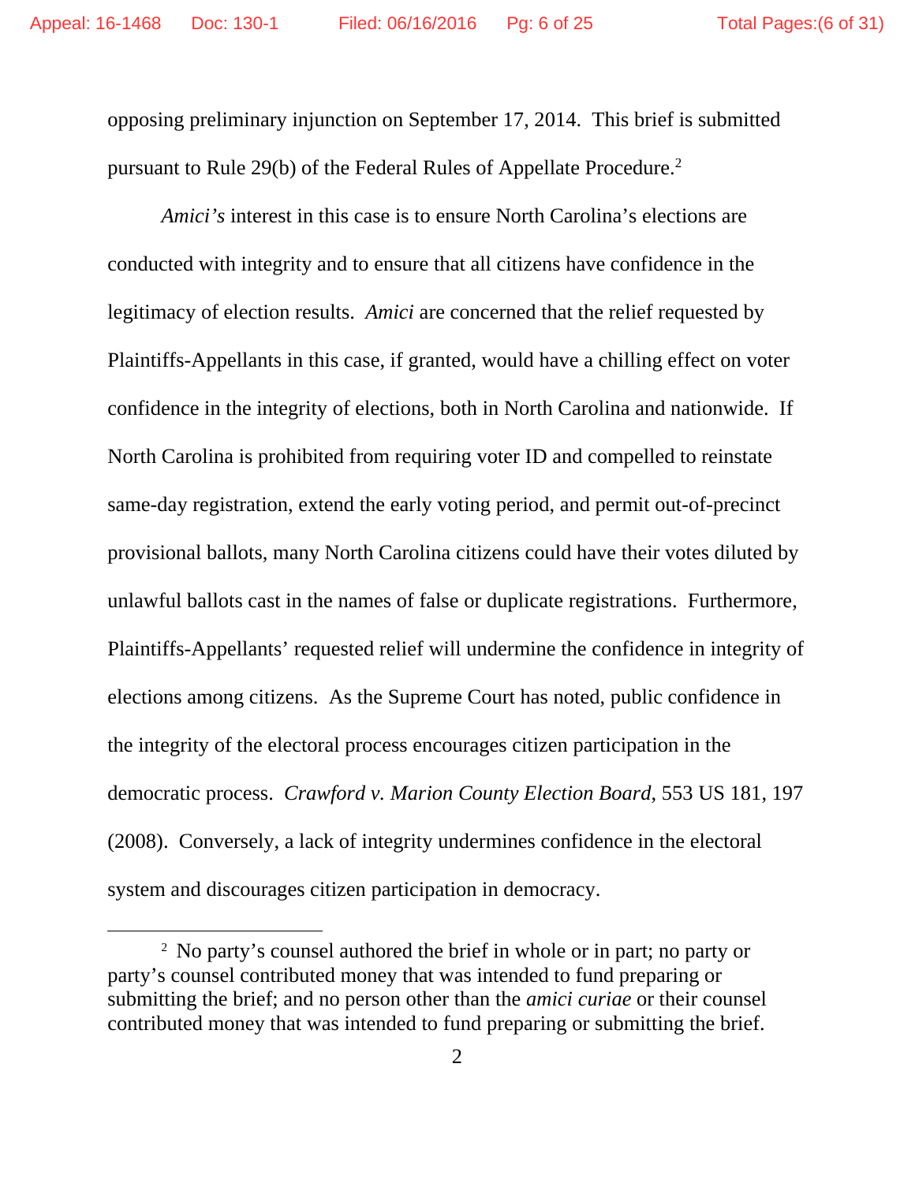opposing preliminary injunction on September 17, 2014. This brief is submitted pursuant to Rule 29(b) of the Federal Rules of Appellate Procedure.[2]

*Amici's* interest in this case is to ensure North Carolina's elections are conducted with integrity and to ensure that all citizens have confidence in the legitimacy of election results. *Amici* are concerned that the relief requested by Plaintiffs-Appellants in this case, if granted, would have a chilling effect on voter confidence in the integrity of elections, both in North Carolina and nationwide. If North Carolina is prohibited from requiring voter ID and compelled to reinstate same-day registration, extend the early voting period, and permit out-of-precinct provisional ballots, many North Carolina citizens could have their votes diluted by unlawful ballots cast in the names of false or duplicate registrations. Furthermore, Plaintiffs-Appellants' requested relief will undermine the confidence in integrity of elections among citizens. As the Supreme Court has noted, public confidence in the integrity of the electoral process encourages citizen participation in the democratic process. *Crawford v. Marion County Election Board*, 553 US 181, 197 (2008). Conversely, a lack of integrity undermines confidence in the electoral system and discourages citizen participation in democracy.

---

[2] No party's counsel authored the brief in whole or in part; no party or party's counsel contributed money that was intended to fund preparing or submitting the brief; and no person other than the *amici curiae* or their counsel contributed money that was intended to fund preparing or submitting the brief.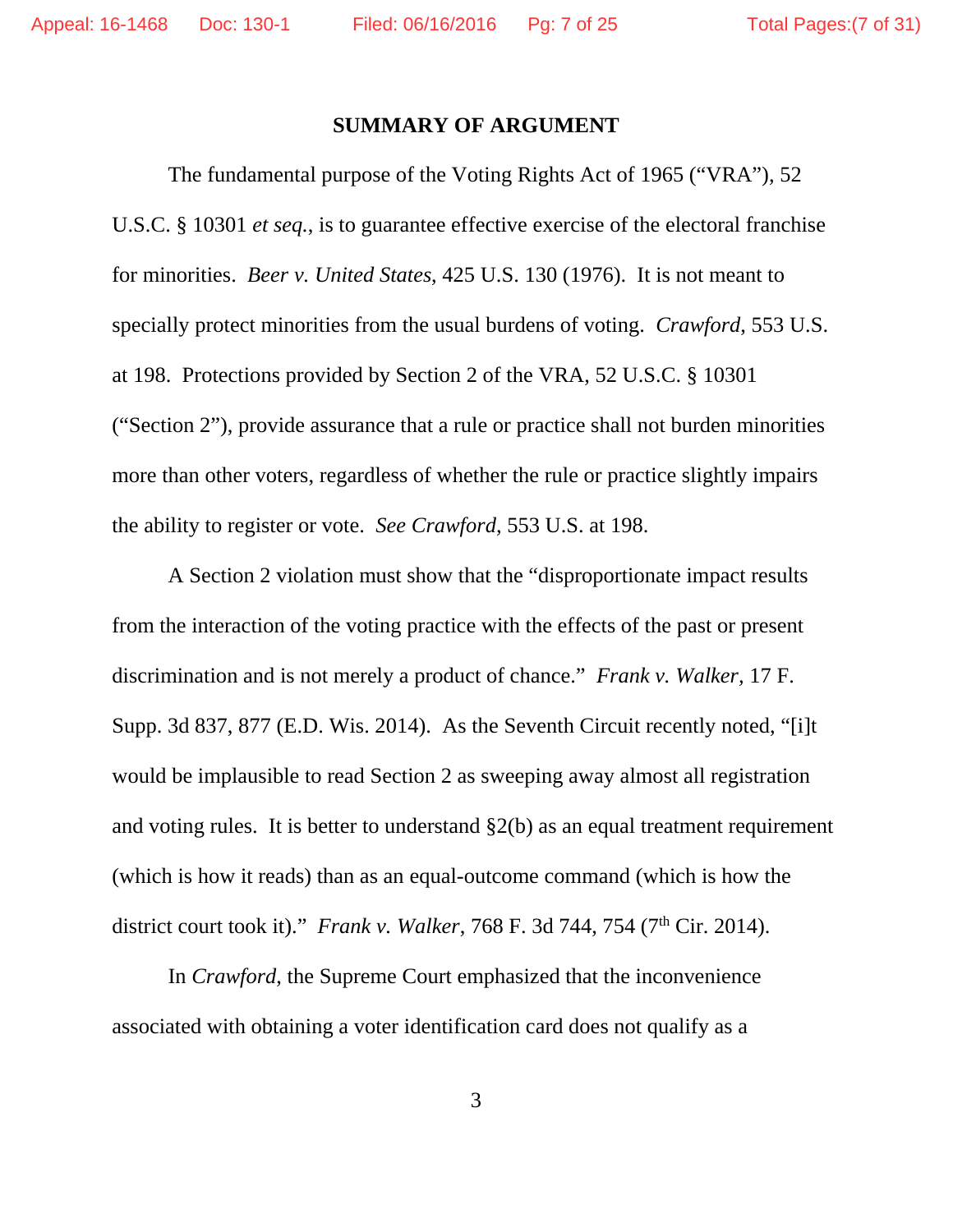## SUMMARY OF ARGUMENT

The fundamental purpose of the Voting Rights Act of 1965 ("VRA"), 52 U.S.C. § 10301 *et seq.*, is to guarantee effective exercise of the electoral franchise for minorities. *Beer v. United States*, 425 U.S. 130 (1976). It is not meant to specially protect minorities from the usual burdens of voting. *Crawford*, 553 U.S. at 198. Protections provided by Section 2 of the VRA, 52 U.S.C. § 10301 ("Section 2"), provide assurance that a rule or practice shall not burden minorities more than other voters, regardless of whether the rule or practice slightly impairs the ability to register or vote. *See Crawford*, 553 U.S. at 198.

A Section 2 violation must show that the "disproportionate impact results from the interaction of the voting practice with the effects of the past or present discrimination and is not merely a product of chance." *Frank v. Walker*, 17 F. Supp. 3d 837, 877 (E.D. Wis. 2014). As the Seventh Circuit recently noted, "[i]t would be implausible to read Section 2 as sweeping away almost all registration and voting rules. It is better to understand §2(b) as an equal treatment requirement (which is how it reads) than as an equal-outcome command (which is how the district court took it)." *Frank v. Walker*, 768 F. 3d 744, 754 (7th Cir. 2014).

In *Crawford*, the Supreme Court emphasized that the inconvenience associated with obtaining a voter identification card does not qualify as a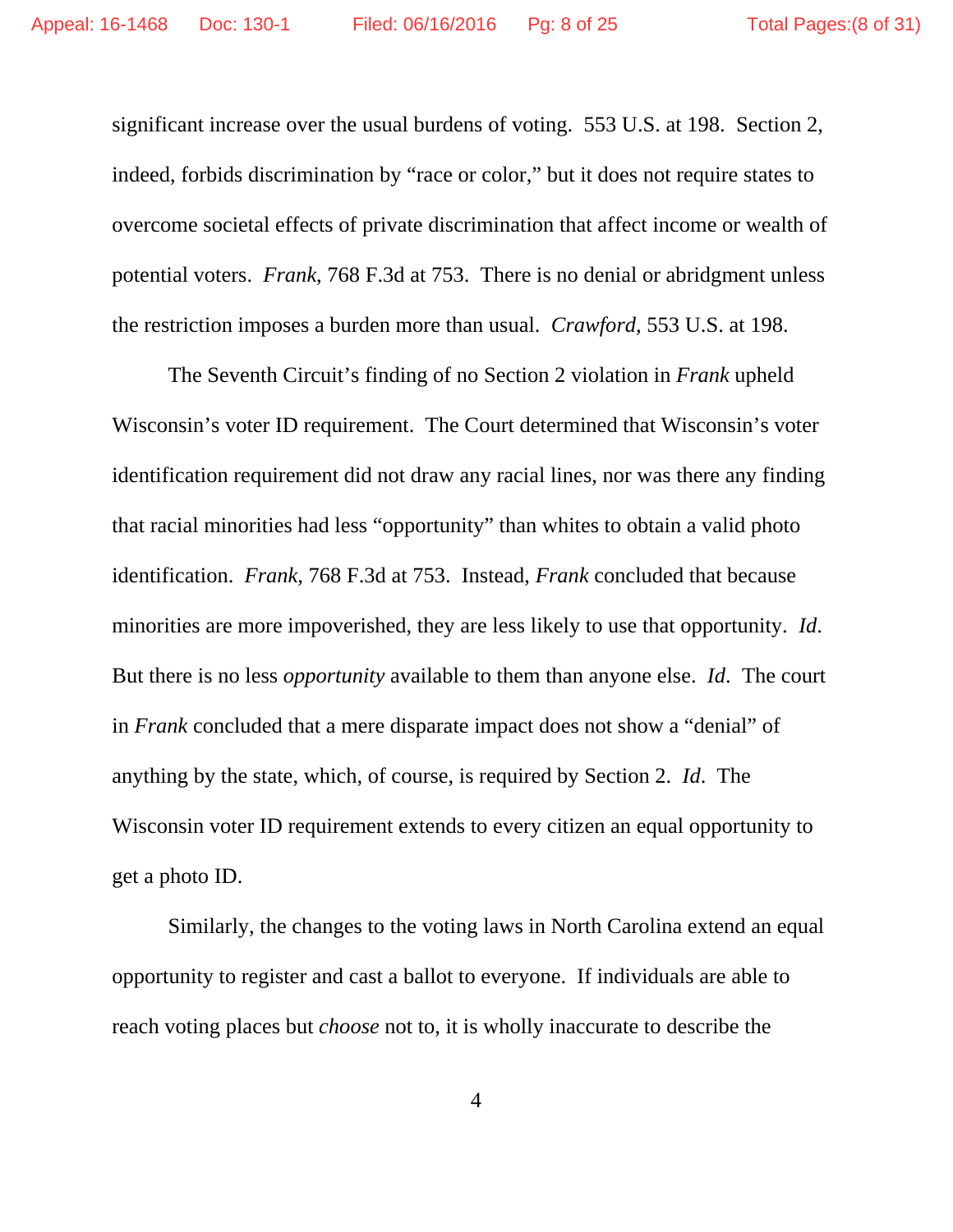significant increase over the usual burdens of voting. 553 U.S. at 198. Section 2, indeed, forbids discrimination by "race or color," but it does not require states to overcome societal effects of private discrimination that affect income or wealth of potential voters. *Frank*, 768 F.3d at 753. There is no denial or abridgment unless the restriction imposes a burden more than usual. *Crawford*, 553 U.S. at 198.

The Seventh Circuit's finding of no Section 2 violation in *Frank* upheld Wisconsin's voter ID requirement. The Court determined that Wisconsin's voter identification requirement did not draw any racial lines, nor was there any finding that racial minorities had less "opportunity" than whites to obtain a valid photo identification. *Frank*, 768 F.3d at 753. Instead, *Frank* concluded that because minorities are more impoverished, they are less likely to use that opportunity. *Id*. But there is no less *opportunity* available to them than anyone else. *Id*. The court in *Frank* concluded that a mere disparate impact does not show a "denial" of anything by the state, which, of course, is required by Section 2. *Id*. The Wisconsin voter ID requirement extends to every citizen an equal opportunity to get a photo ID.

Similarly, the changes to the voting laws in North Carolina extend an equal opportunity to register and cast a ballot to everyone. If individuals are able to reach voting places but *choose* not to, it is wholly inaccurate to describe the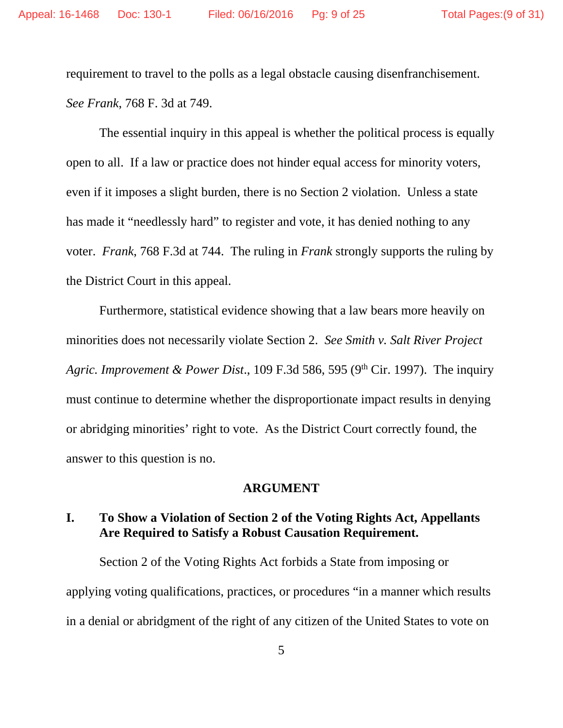requirement to travel to the polls as a legal obstacle causing disenfranchisement. *See Frank*, 768 F. 3d at 749.

The essential inquiry in this appeal is whether the political process is equally open to all. If a law or practice does not hinder equal access for minority voters, even if it imposes a slight burden, there is no Section 2 violation. Unless a state has made it "needlessly hard" to register and vote, it has denied nothing to any voter. *Frank*, 768 F.3d at 744. The ruling in *Frank* strongly supports the ruling by the District Court in this appeal.

Furthermore, statistical evidence showing that a law bears more heavily on minorities does not necessarily violate Section 2. *See Smith v. Salt River Project Agric. Improvement & Power Dist.*, 109 F.3d 586, 595 (9th Cir. 1997). The inquiry must continue to determine whether the disproportionate impact results in denying or abridging minorities' right to vote. As the District Court correctly found, the answer to this question is no.

## ARGUMENT

### I. To Show a Violation of Section 2 of the Voting Rights Act, Appellants Are Required to Satisfy a Robust Causation Requirement.

Section 2 of the Voting Rights Act forbids a State from imposing or applying voting qualifications, practices, or procedures "in a manner which results in a denial or abridgment of the right of any citizen of the United States to vote on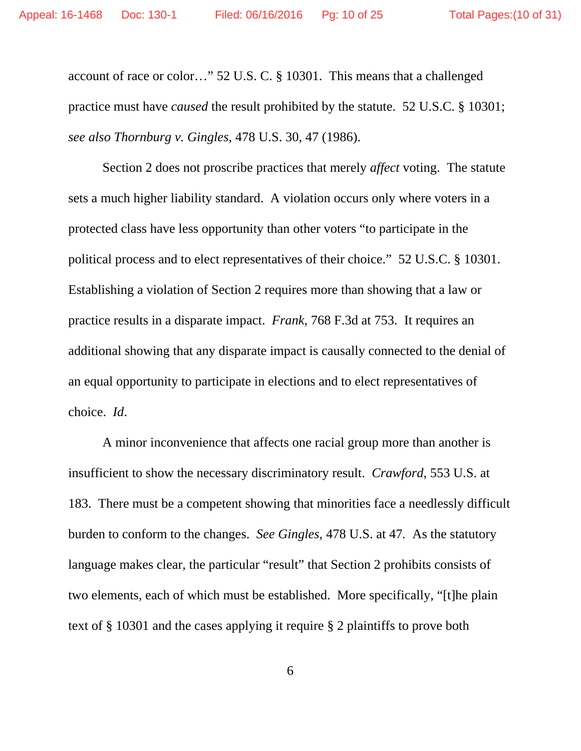account of race or color…" 52 U.S. C. § 10301. This means that a challenged practice must have *caused* the result prohibited by the statute. 52 U.S.C. § 10301; *see also Thornburg v. Gingles*, 478 U.S. 30, 47 (1986).

Section 2 does not proscribe practices that merely *affect* voting. The statute sets a much higher liability standard. A violation occurs only where voters in a protected class have less opportunity than other voters "to participate in the political process and to elect representatives of their choice." 52 U.S.C. § 10301. Establishing a violation of Section 2 requires more than showing that a law or practice results in a disparate impact. *Frank,* 768 F.3d at 753. It requires an additional showing that any disparate impact is causally connected to the denial of an equal opportunity to participate in elections and to elect representatives of choice. *Id*.

A minor inconvenience that affects one racial group more than another is insufficient to show the necessary discriminatory result. *Crawford,* 553 U.S. at 183. There must be a competent showing that minorities face a needlessly difficult burden to conform to the changes. *See Gingles,* 478 U.S. at 47. As the statutory language makes clear, the particular "result" that Section 2 prohibits consists of two elements, each of which must be established. More specifically, "[t]he plain text of § 10301 and the cases applying it require § 2 plaintiffs to prove both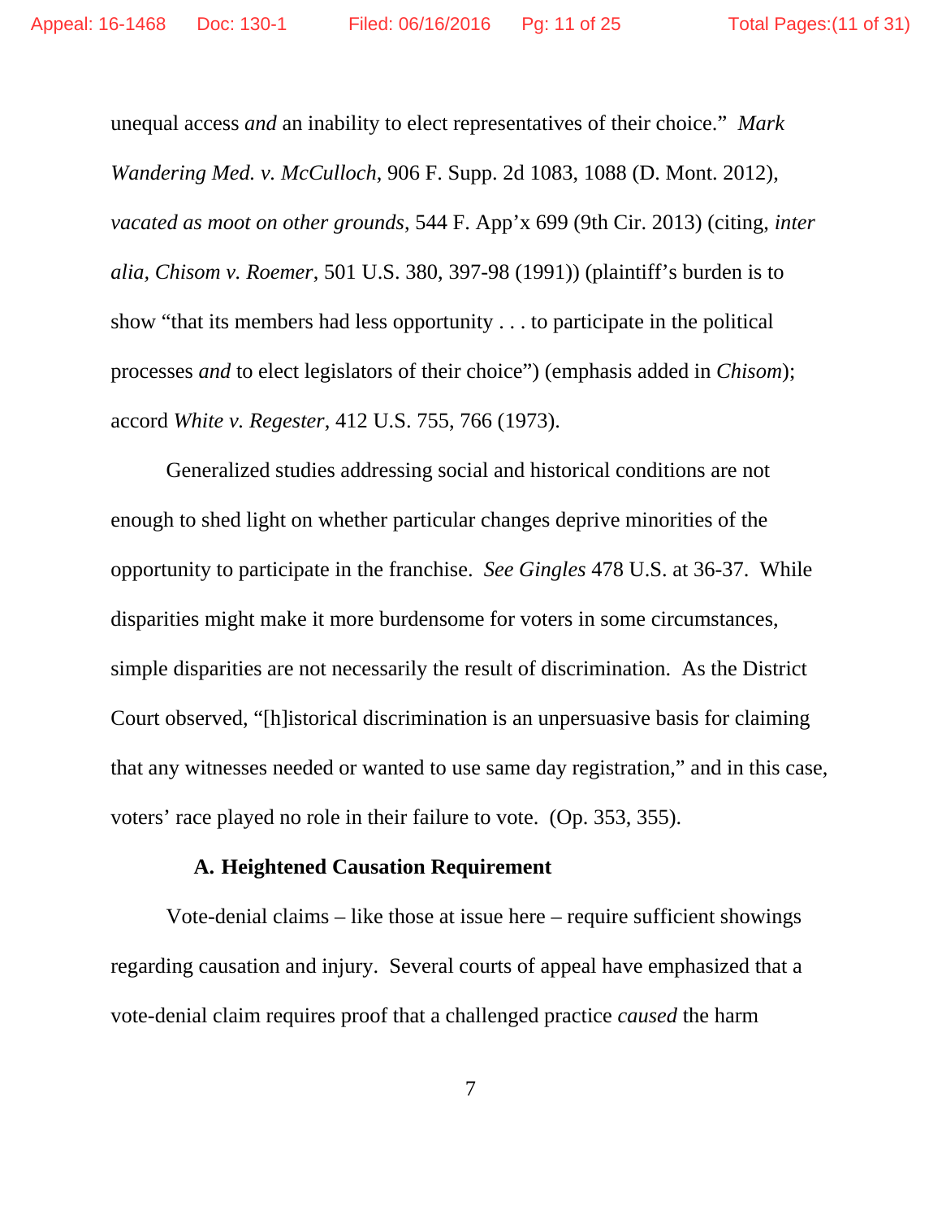unequal access *and* an inability to elect representatives of their choice." *Mark Wandering Med. v. McCulloch*, 906 F. Supp. 2d 1083, 1088 (D. Mont. 2012), *vacated as moot on other grounds*, 544 F. App'x 699 (9th Cir. 2013) (citing, *inter alia, Chisom v. Roemer*, 501 U.S. 380, 397-98 (1991)) (plaintiff's burden is to show "that its members had less opportunity . . . to participate in the political processes *and* to elect legislators of their choice") (emphasis added in *Chisom*); accord *White v. Regester*, 412 U.S. 755, 766 (1973).

Generalized studies addressing social and historical conditions are not enough to shed light on whether particular changes deprive minorities of the opportunity to participate in the franchise. *See Gingles* 478 U.S. at 36-37. While disparities might make it more burdensome for voters in some circumstances, simple disparities are not necessarily the result of discrimination. As the District Court observed, "[h]istorical discrimination is an unpersuasive basis for claiming that any witnesses needed or wanted to use same day registration," and in this case, voters' race played no role in their failure to vote. (Op. 353, 355).

### A. Heightened Causation Requirement

Vote-denial claims – like those at issue here – require sufficient showings regarding causation and injury. Several courts of appeal have emphasized that a vote-denial claim requires proof that a challenged practice *caused* the harm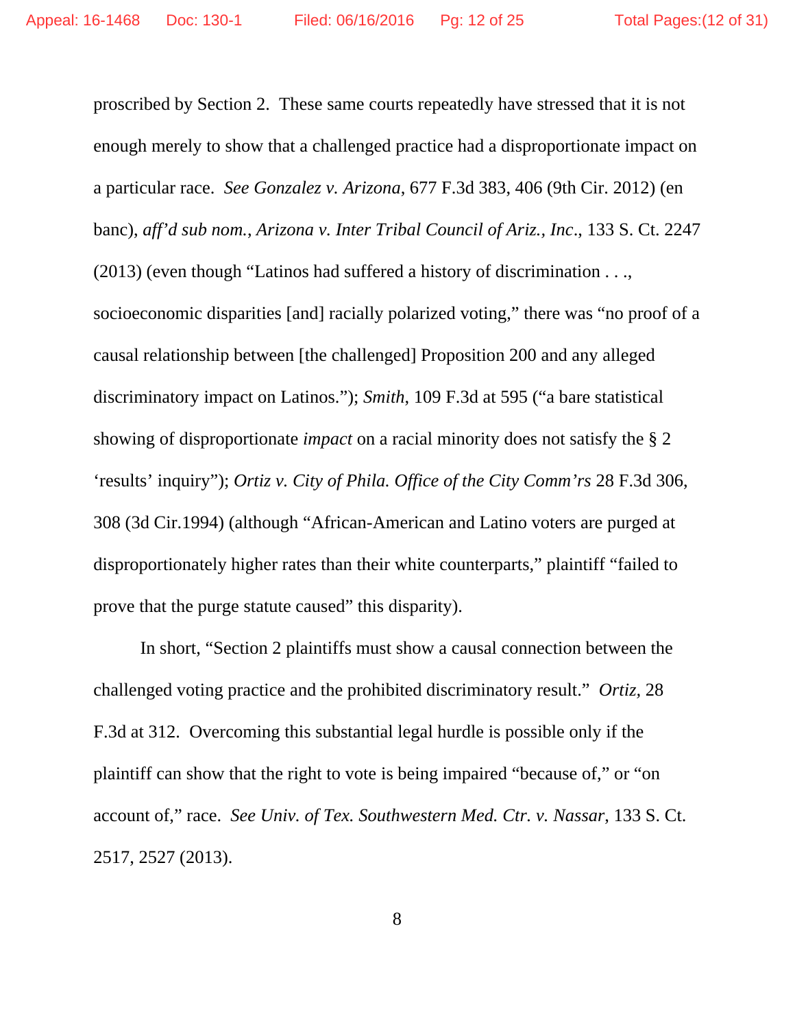proscribed by Section 2. These same courts repeatedly have stressed that it is not enough merely to show that a challenged practice had a disproportionate impact on a particular race. *See Gonzalez v. Arizona*, 677 F.3d 383, 406 (9th Cir. 2012) (en banc), *aff'd sub nom.*, *Arizona v. Inter Tribal Council of Ariz., Inc*., 133 S. Ct. 2247 (2013) (even though "Latinos had suffered a history of discrimination . . ., socioeconomic disparities [and] racially polarized voting," there was "no proof of a causal relationship between [the challenged] Proposition 200 and any alleged discriminatory impact on Latinos."); *Smith*, 109 F.3d at 595 ("a bare statistical showing of disproportionate *impact* on a racial minority does not satisfy the § 2 'results' inquiry"); *Ortiz v. City of Phila. Office of the City Comm'rs* 28 F.3d 306, 308 (3d Cir.1994) (although "African-American and Latino voters are purged at disproportionately higher rates than their white counterparts," plaintiff "failed to prove that the purge statute caused" this disparity).

In short, "Section 2 plaintiffs must show a causal connection between the challenged voting practice and the prohibited discriminatory result." *Ortiz,* 28 F.3d at 312. Overcoming this substantial legal hurdle is possible only if the plaintiff can show that the right to vote is being impaired "because of," or "on account of," race. *See Univ. of Tex. Southwestern Med. Ctr. v. Nassar*, 133 S. Ct. 2517, 2527 (2013).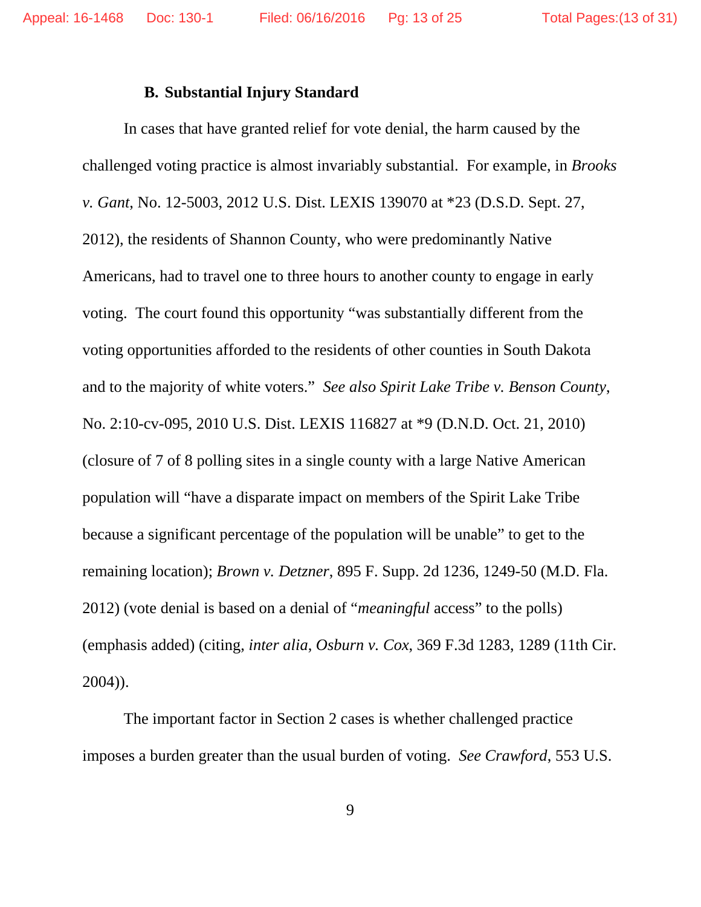### B. Substantial Injury Standard

In cases that have granted relief for vote denial, the harm caused by the challenged voting practice is almost invariably substantial. For example, in *Brooks v. Gant*, No. 12-5003, 2012 U.S. Dist. LEXIS 139070 at *23 (D.S.D. Sept. 27, 2012), the residents of Shannon County, who were predominantly Native Americans, had to travel one to three hours to another county to engage in early voting. The court found this opportunity "was substantially different from the voting opportunities afforded to the residents of other counties in South Dakota and to the majority of white voters." *See also Spirit Lake Tribe v. Benson County*, No. 2:10-cv-095, 2010 U.S. Dist. LEXIS 116827 at *9 (D.N.D. Oct. 21, 2010) (closure of 7 of 8 polling sites in a single county with a large Native American population will "have a disparate impact on members of the Spirit Lake Tribe because a significant percentage of the population will be unable" to get to the remaining location); *Brown v. Detzner*, 895 F. Supp. 2d 1236, 1249-50 (M.D. Fla. 2012) (vote denial is based on a denial of "*meaningful* access" to the polls) (emphasis added) (citing, *inter alia*, *Osburn v. Cox*, 369 F.3d 1283, 1289 (11th Cir. 2004)).

The important factor in Section 2 cases is whether challenged practice imposes a burden greater than the usual burden of voting. *See Crawford*, 553 U.S.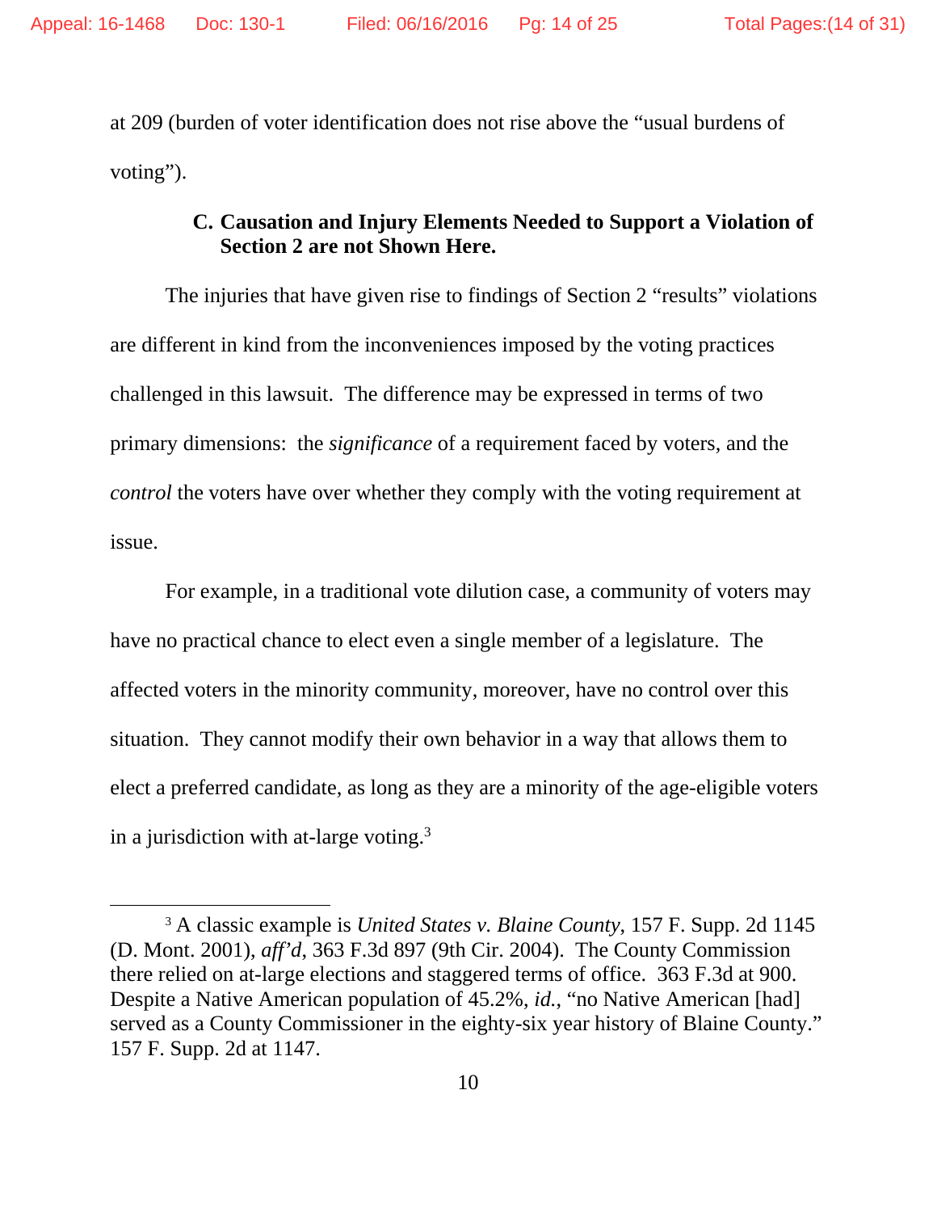at 209 (burden of voter identification does not rise above the "usual burdens of voting").

### C. Causation and Injury Elements Needed to Support a Violation of Section 2 are not Shown Here.

The injuries that have given rise to findings of Section 2 "results" violations are different in kind from the inconveniences imposed by the voting practices challenged in this lawsuit. The difference may be expressed in terms of two primary dimensions: the *significance* of a requirement faced by voters, and the *control* the voters have over whether they comply with the voting requirement at issue.

For example, in a traditional vote dilution case, a community of voters may have no practical chance to elect even a single member of a legislature. The affected voters in the minority community, moreover, have no control over this situation. They cannot modify their own behavior in a way that allows them to elect a preferred candidate, as long as they are a minority of the age-eligible voters in a jurisdiction with at-large voting.[3]

---

[3] A classic example is *United States v. Blaine County*, 157 F. Supp. 2d 1145 (D. Mont. 2001), *aff'd*, 363 F.3d 897 (9th Cir. 2004). The County Commission there relied on at-large elections and staggered terms of office. 363 F.3d at 900. Despite a Native American population of 45.2%, *id.*, "no Native American [had] served as a County Commissioner in the eighty-six year history of Blaine County." 157 F. Supp. 2d at 1147.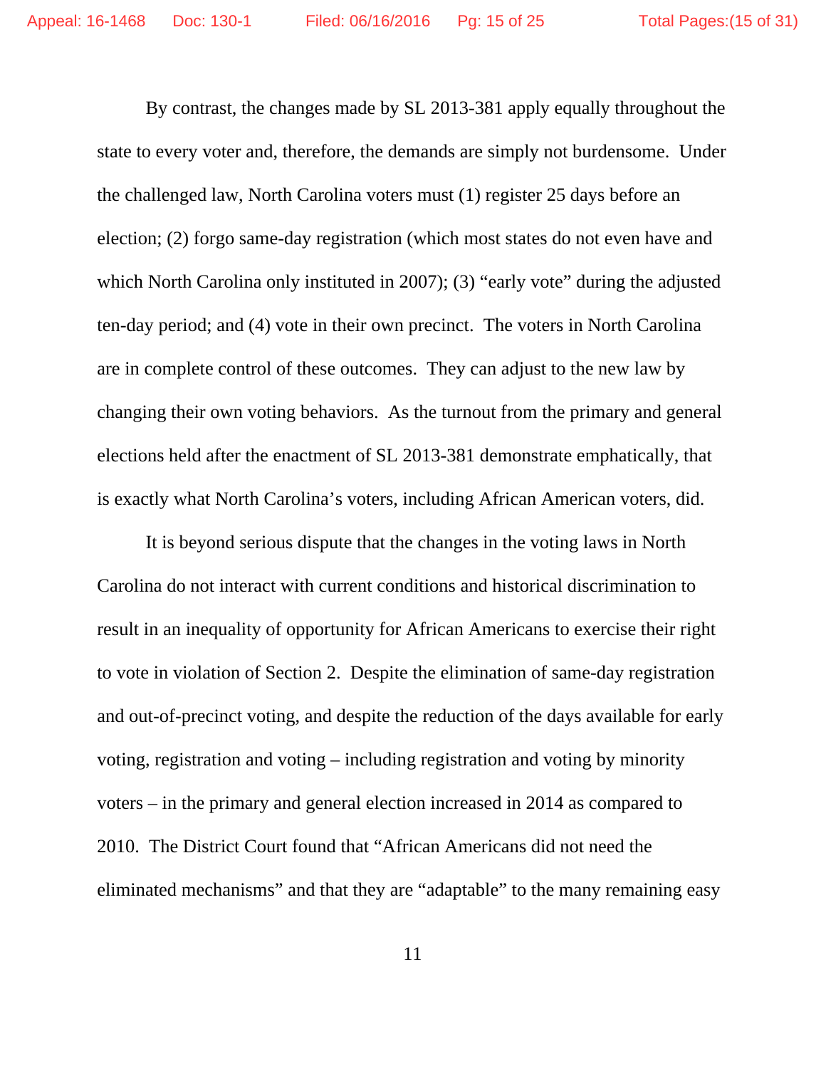By contrast, the changes made by SL 2013-381 apply equally throughout the state to every voter and, therefore, the demands are simply not burdensome. Under the challenged law, North Carolina voters must (1) register 25 days before an election; (2) forgo same-day registration (which most states do not even have and which North Carolina only instituted in 2007); (3) "early vote" during the adjusted ten-day period; and (4) vote in their own precinct. The voters in North Carolina are in complete control of these outcomes. They can adjust to the new law by changing their own voting behaviors. As the turnout from the primary and general elections held after the enactment of SL 2013-381 demonstrate emphatically, that is exactly what North Carolina's voters, including African American voters, did.

It is beyond serious dispute that the changes in the voting laws in North Carolina do not interact with current conditions and historical discrimination to result in an inequality of opportunity for African Americans to exercise their right to vote in violation of Section 2. Despite the elimination of same-day registration and out-of-precinct voting, and despite the reduction of the days available for early voting, registration and voting – including registration and voting by minority voters – in the primary and general election increased in 2014 as compared to 2010. The District Court found that "African Americans did not need the eliminated mechanisms" and that they are "adaptable" to the many remaining easy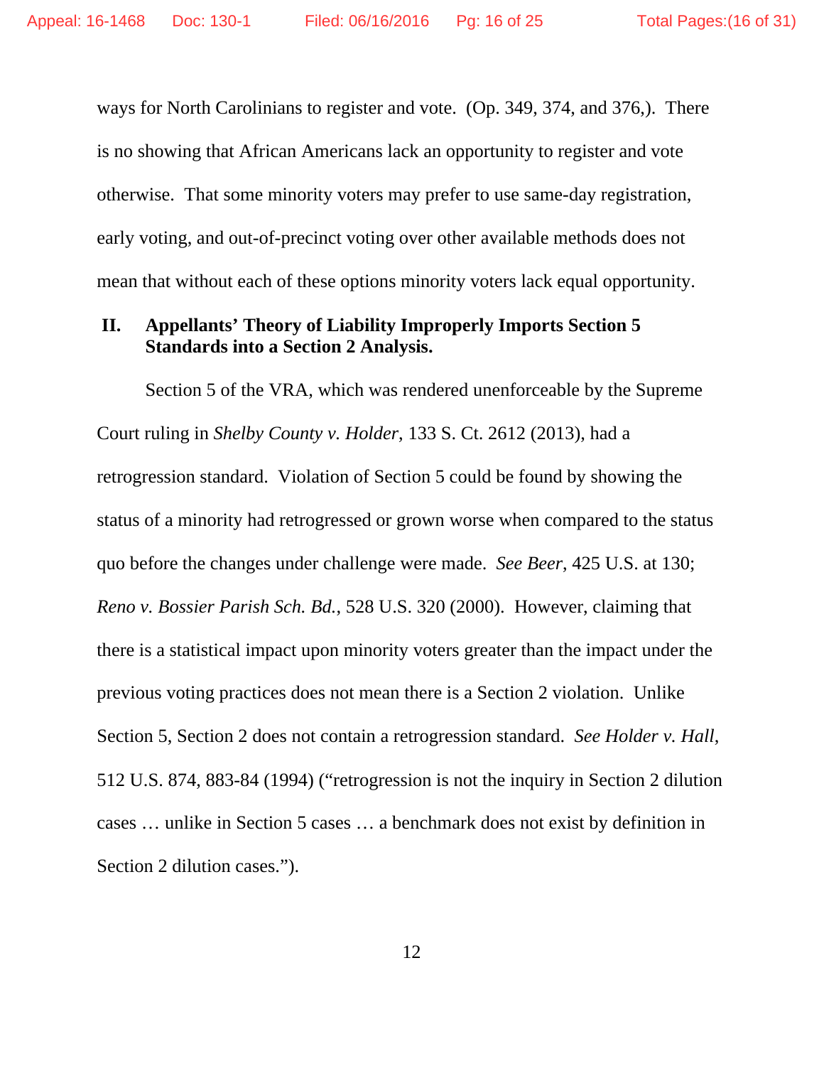ways for North Carolinians to register and vote. (Op. 349, 374, and 376,). There is no showing that African Americans lack an opportunity to register and vote otherwise. That some minority voters may prefer to use same-day registration, early voting, and out-of-precinct voting over other available methods does not mean that without each of these options minority voters lack equal opportunity.

## II. Appellants' Theory of Liability Improperly Imports Section 5 Standards into a Section 2 Analysis.

Section 5 of the VRA, which was rendered unenforceable by the Supreme Court ruling in *Shelby County v. Holder*, 133 S. Ct. 2612 (2013), had a retrogression standard. Violation of Section 5 could be found by showing the status of a minority had retrogressed or grown worse when compared to the status quo before the changes under challenge were made. *See Beer*, 425 U.S. at 130; *Reno v. Bossier Parish Sch. Bd.*, 528 U.S. 320 (2000). However, claiming that there is a statistical impact upon minority voters greater than the impact under the previous voting practices does not mean there is a Section 2 violation. Unlike Section 5, Section 2 does not contain a retrogression standard. *See Holder v. Hall*, 512 U.S. 874, 883-84 (1994) ("retrogression is not the inquiry in Section 2 dilution cases … unlike in Section 5 cases … a benchmark does not exist by definition in Section 2 dilution cases.").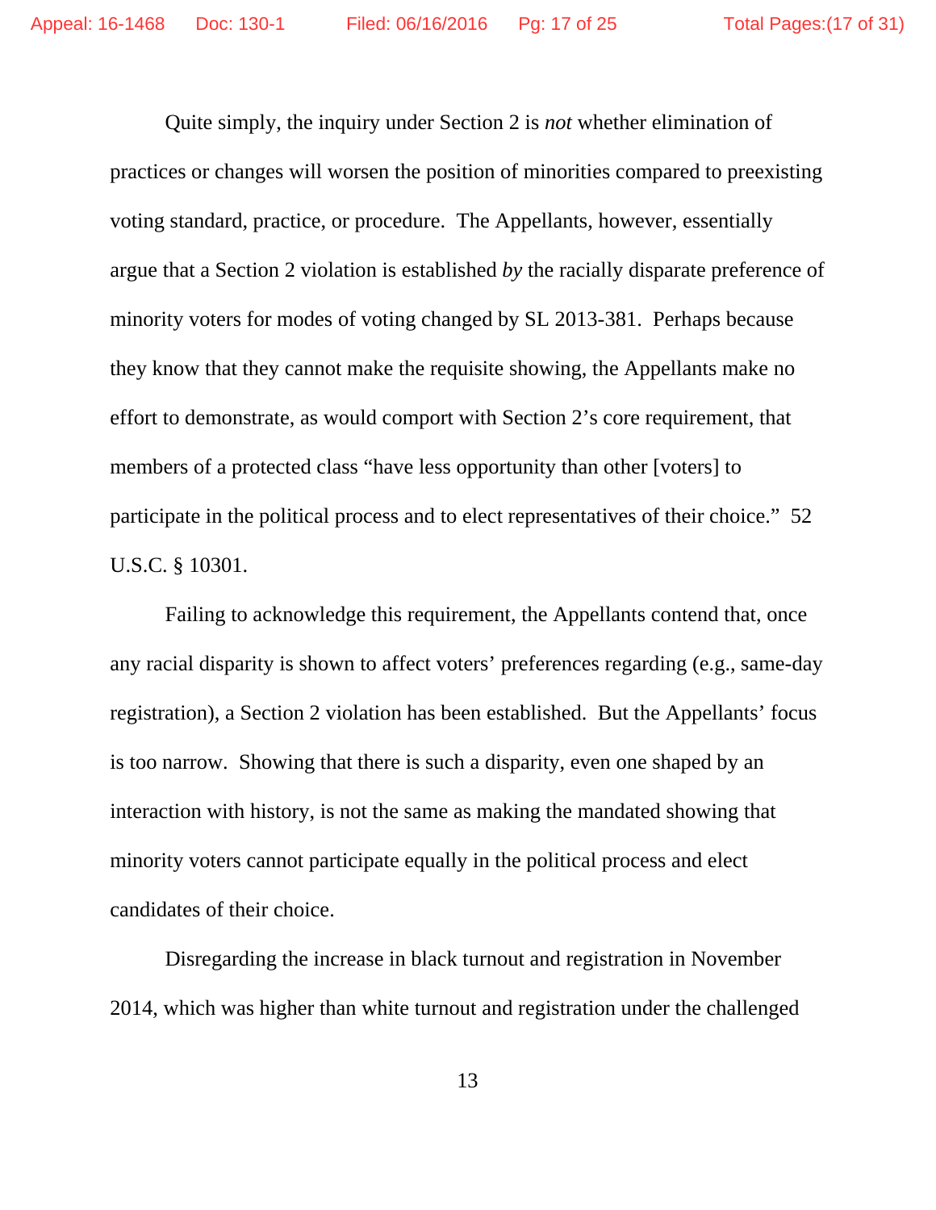Quite simply, the inquiry under Section 2 is *not* whether elimination of practices or changes will worsen the position of minorities compared to preexisting voting standard, practice, or procedure. The Appellants, however, essentially argue that a Section 2 violation is established *by* the racially disparate preference of minority voters for modes of voting changed by SL 2013-381. Perhaps because they know that they cannot make the requisite showing, the Appellants make no effort to demonstrate, as would comport with Section 2's core requirement, that members of a protected class "have less opportunity than other [voters] to participate in the political process and to elect representatives of their choice." 52 U.S.C. § 10301.

Failing to acknowledge this requirement, the Appellants contend that, once any racial disparity is shown to affect voters' preferences regarding (e.g., same-day registration), a Section 2 violation has been established. But the Appellants' focus is too narrow. Showing that there is such a disparity, even one shaped by an interaction with history, is not the same as making the mandated showing that minority voters cannot participate equally in the political process and elect candidates of their choice.

Disregarding the increase in black turnout and registration in November 2014, which was higher than white turnout and registration under the challenged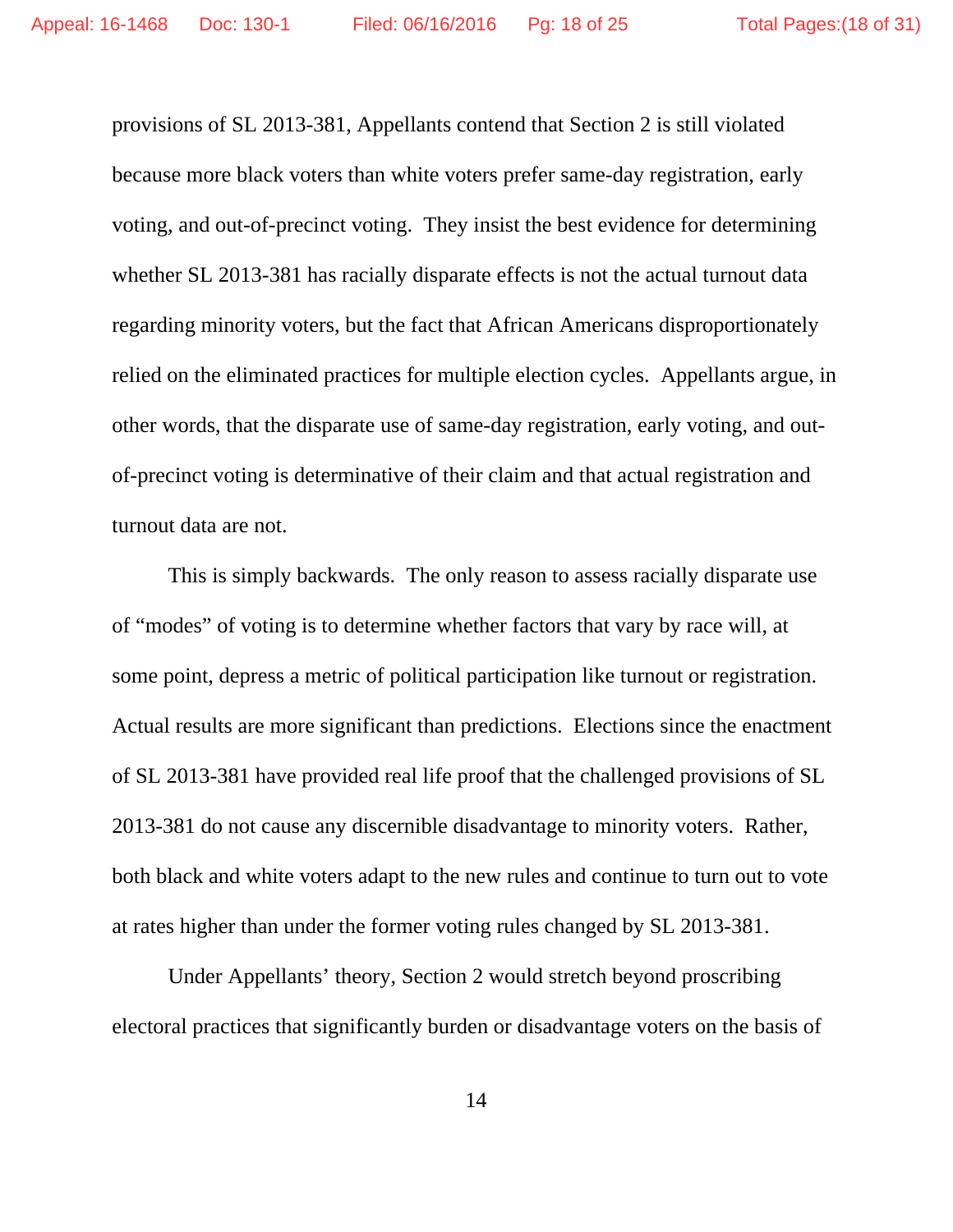provisions of SL 2013-381, Appellants contend that Section 2 is still violated because more black voters than white voters prefer same-day registration, early voting, and out-of-precinct voting. They insist the best evidence for determining whether SL 2013-381 has racially disparate effects is not the actual turnout data regarding minority voters, but the fact that African Americans disproportionately relied on the eliminated practices for multiple election cycles. Appellants argue, in other words, that the disparate use of same-day registration, early voting, and out-of-precinct voting is determinative of their claim and that actual registration and turnout data are not.

This is simply backwards. The only reason to assess racially disparate use of "modes" of voting is to determine whether factors that vary by race will, at some point, depress a metric of political participation like turnout or registration. Actual results are more significant than predictions. Elections since the enactment of SL 2013-381 have provided real life proof that the challenged provisions of SL 2013-381 do not cause any discernible disadvantage to minority voters. Rather, both black and white voters adapt to the new rules and continue to turn out to vote at rates higher than under the former voting rules changed by SL 2013-381.

Under Appellants' theory, Section 2 would stretch beyond proscribing electoral practices that significantly burden or disadvantage voters on the basis of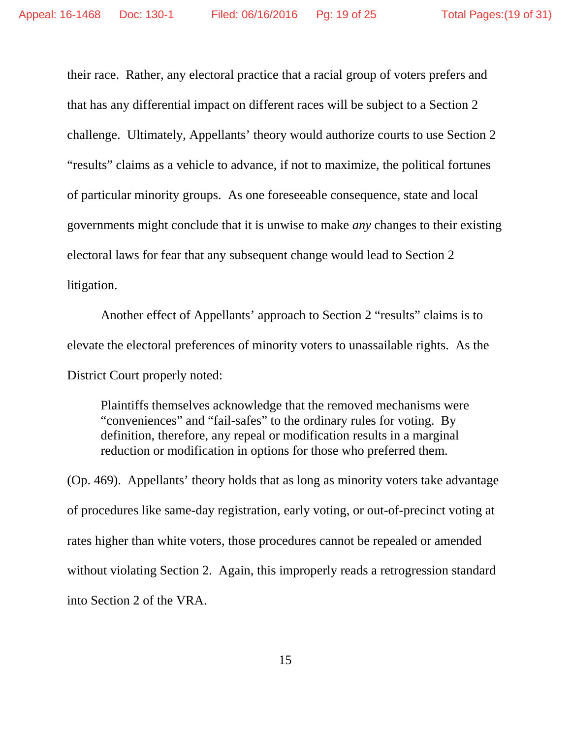their race. Rather, any electoral practice that a racial group of voters prefers and that has any differential impact on different races will be subject to a Section 2 challenge. Ultimately, Appellants' theory would authorize courts to use Section 2 "results" claims as a vehicle to advance, if not to maximize, the political fortunes of particular minority groups. As one foreseeable consequence, state and local governments might conclude that it is unwise to make *any* changes to their existing electoral laws for fear that any subsequent change would lead to Section 2 litigation.

Another effect of Appellants' approach to Section 2 "results" claims is to elevate the electoral preferences of minority voters to unassailable rights. As the District Court properly noted:

> Plaintiffs themselves acknowledge that the removed mechanisms were "conveniences" and "fail-safes" to the ordinary rules for voting. By definition, therefore, any repeal or modification results in a marginal reduction or modification in options for those who preferred them.

(Op. 469). Appellants' theory holds that as long as minority voters take advantage of procedures like same-day registration, early voting, or out-of-precinct voting at rates higher than white voters, those procedures cannot be repealed or amended without violating Section 2. Again, this improperly reads a retrogression standard into Section 2 of the VRA.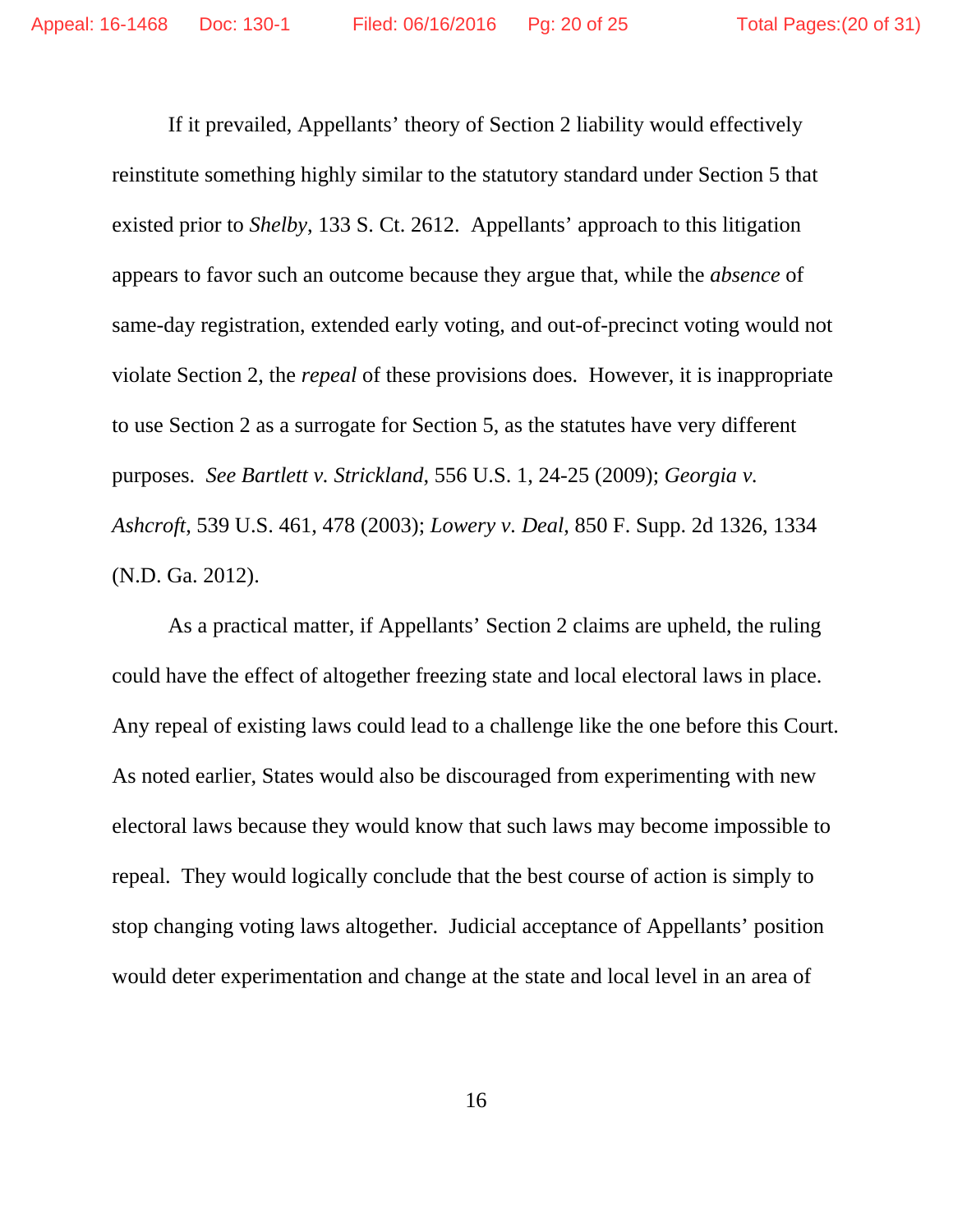If it prevailed, Appellants' theory of Section 2 liability would effectively reinstitute something highly similar to the statutory standard under Section 5 that existed prior to *Shelby*, 133 S. Ct. 2612. Appellants' approach to this litigation appears to favor such an outcome because they argue that, while the *absence* of same-day registration, extended early voting, and out-of-precinct voting would not violate Section 2, the *repeal* of these provisions does. However, it is inappropriate to use Section 2 as a surrogate for Section 5, as the statutes have very different purposes. *See Bartlett v. Strickland*, 556 U.S. 1, 24-25 (2009); *Georgia v. Ashcroft*, 539 U.S. 461, 478 (2003); *Lowery v. Deal*, 850 F. Supp. 2d 1326, 1334 (N.D. Ga. 2012).

As a practical matter, if Appellants' Section 2 claims are upheld, the ruling could have the effect of altogether freezing state and local electoral laws in place. Any repeal of existing laws could lead to a challenge like the one before this Court. As noted earlier, States would also be discouraged from experimenting with new electoral laws because they would know that such laws may become impossible to repeal. They would logically conclude that the best course of action is simply to stop changing voting laws altogether. Judicial acceptance of Appellants' position would deter experimentation and change at the state and local level in an area of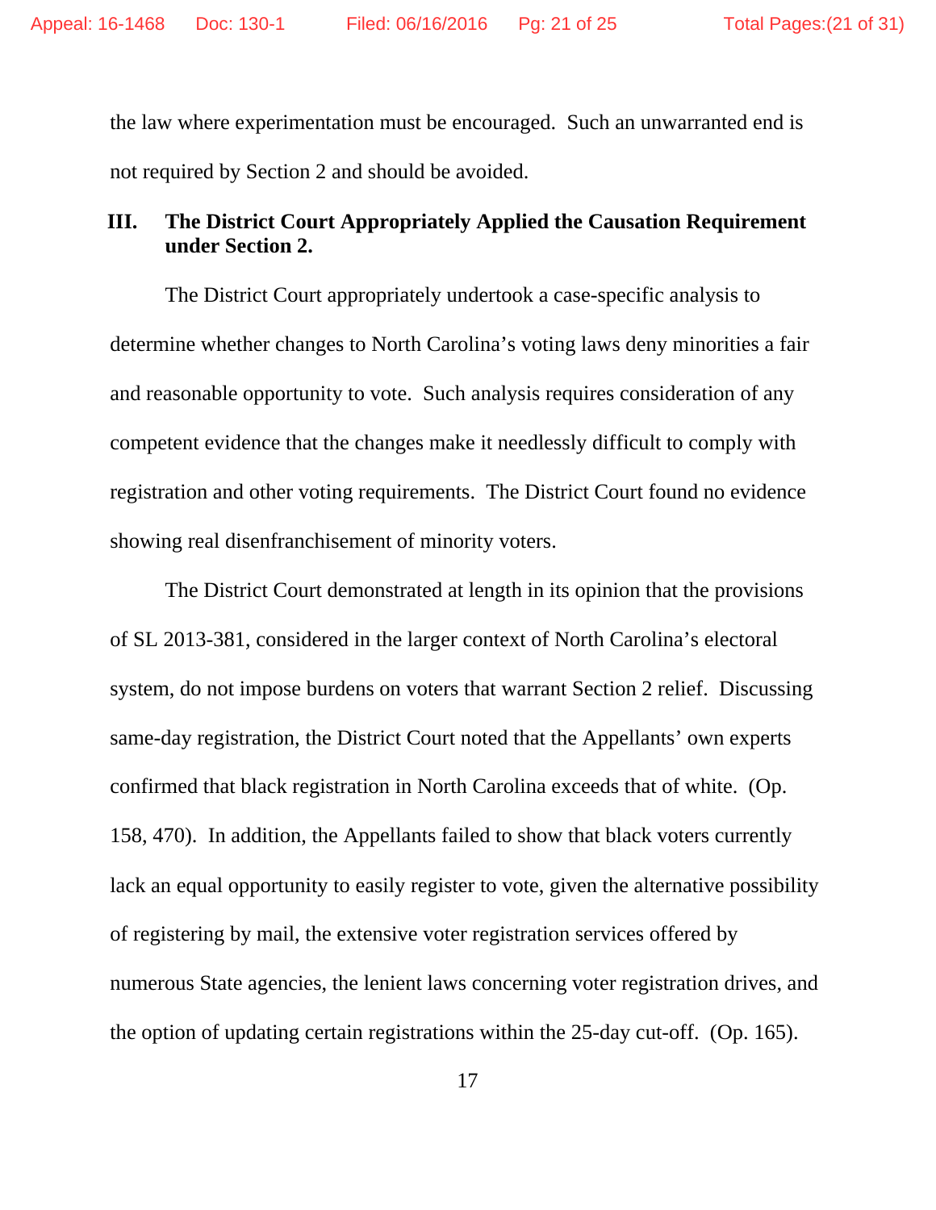the law where experimentation must be encouraged. Such an unwarranted end is not required by Section 2 and should be avoided.

## III. The District Court Appropriately Applied the Causation Requirement under Section 2.

The District Court appropriately undertook a case-specific analysis to determine whether changes to North Carolina's voting laws deny minorities a fair and reasonable opportunity to vote. Such analysis requires consideration of any competent evidence that the changes make it needlessly difficult to comply with registration and other voting requirements. The District Court found no evidence showing real disenfranchisement of minority voters.

The District Court demonstrated at length in its opinion that the provisions of SL 2013-381, considered in the larger context of North Carolina's electoral system, do not impose burdens on voters that warrant Section 2 relief. Discussing same-day registration, the District Court noted that the Appellants' own experts confirmed that black registration in North Carolina exceeds that of white. (Op. 158, 470). In addition, the Appellants failed to show that black voters currently lack an equal opportunity to easily register to vote, given the alternative possibility of registering by mail, the extensive voter registration services offered by numerous State agencies, the lenient laws concerning voter registration drives, and the option of updating certain registrations within the 25-day cut-off. (Op. 165).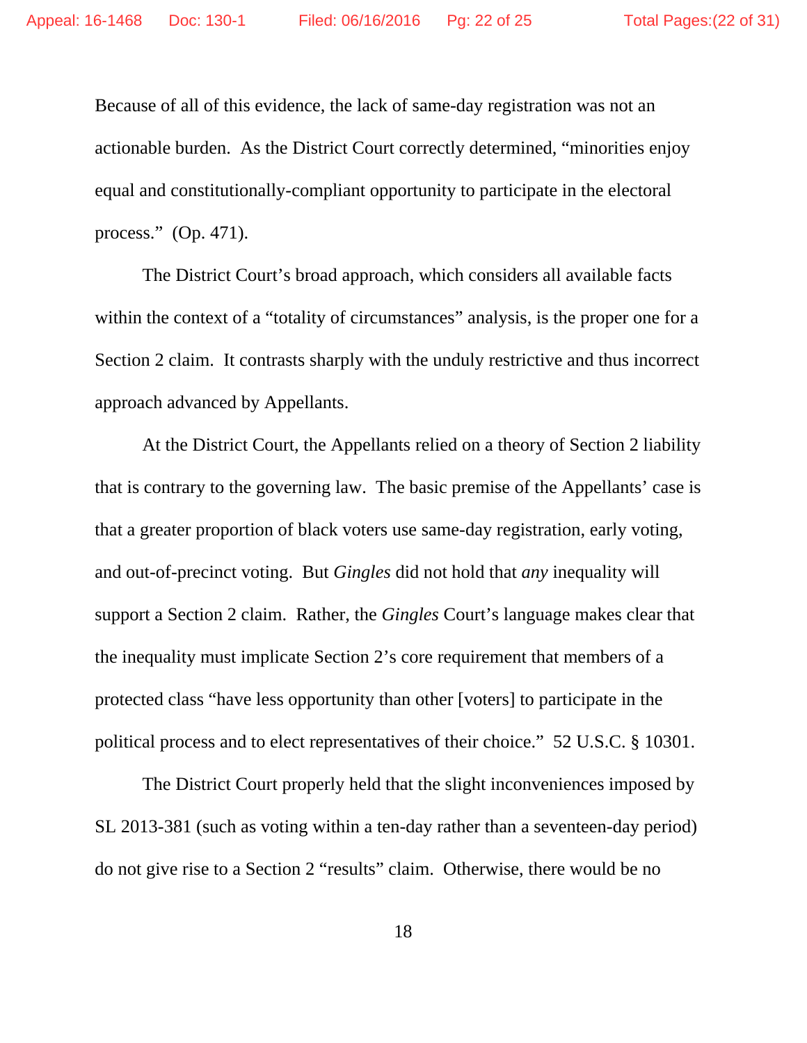Because of all of this evidence, the lack of same-day registration was not an actionable burden. As the District Court correctly determined, "minorities enjoy equal and constitutionally-compliant opportunity to participate in the electoral process." (Op. 471).

The District Court's broad approach, which considers all available facts within the context of a "totality of circumstances" analysis, is the proper one for a Section 2 claim. It contrasts sharply with the unduly restrictive and thus incorrect approach advanced by Appellants.

At the District Court, the Appellants relied on a theory of Section 2 liability that is contrary to the governing law. The basic premise of the Appellants' case is that a greater proportion of black voters use same-day registration, early voting, and out-of-precinct voting. But *Gingles* did not hold that *any* inequality will support a Section 2 claim. Rather, the *Gingles* Court's language makes clear that the inequality must implicate Section 2's core requirement that members of a protected class "have less opportunity than other [voters] to participate in the political process and to elect representatives of their choice." 52 U.S.C. § 10301.

The District Court properly held that the slight inconveniences imposed by SL 2013-381 (such as voting within a ten-day rather than a seventeen-day period) do not give rise to a Section 2 "results" claim. Otherwise, there would be no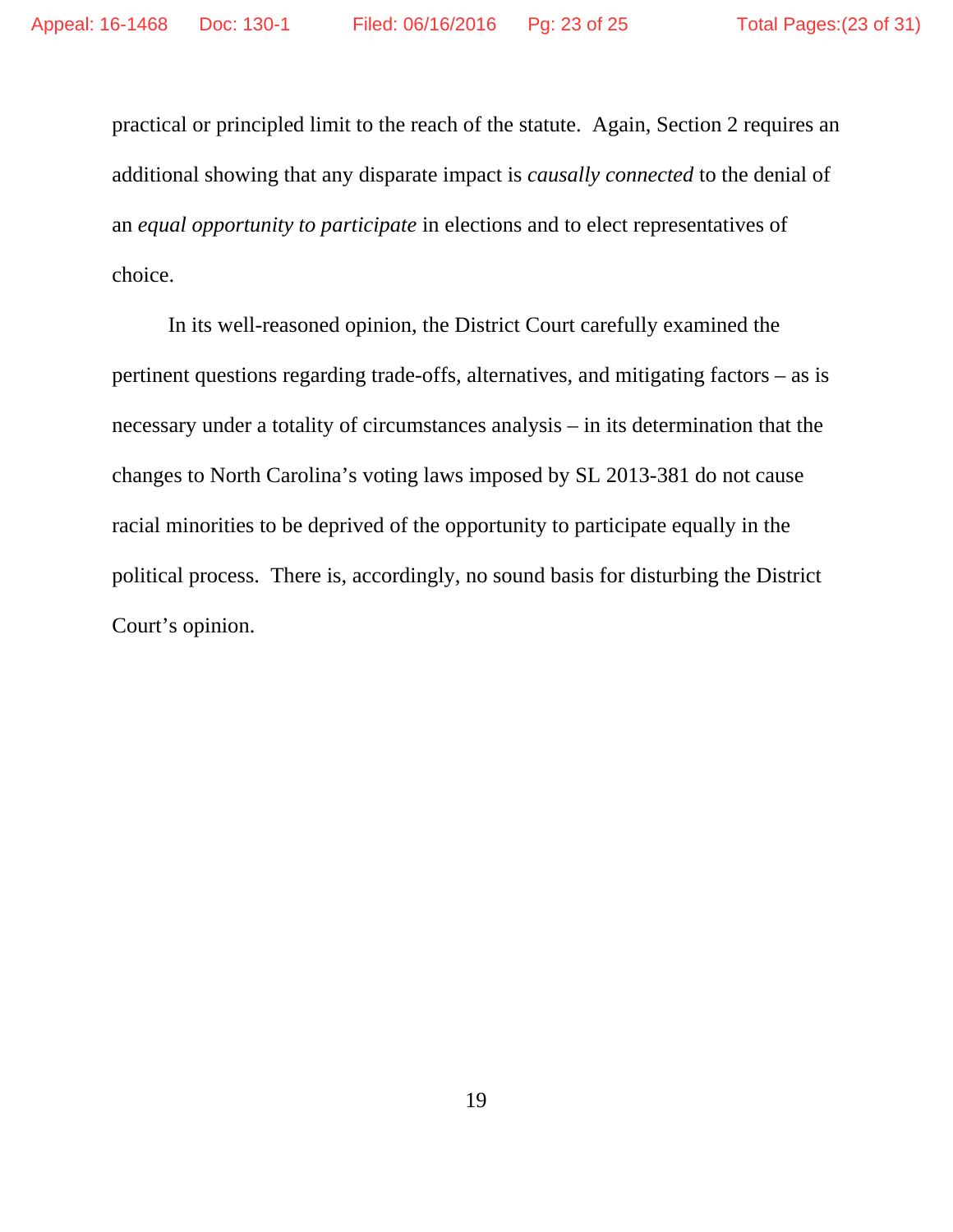practical or principled limit to the reach of the statute. Again, Section 2 requires an additional showing that any disparate impact is *causally connected* to the denial of an *equal opportunity to participate* in elections and to elect representatives of choice.

In its well-reasoned opinion, the District Court carefully examined the pertinent questions regarding trade-offs, alternatives, and mitigating factors – as is necessary under a totality of circumstances analysis – in its determination that the changes to North Carolina's voting laws imposed by SL 2013-381 do not cause racial minorities to be deprived of the opportunity to participate equally in the political process. There is, accordingly, no sound basis for disturbing the District Court's opinion.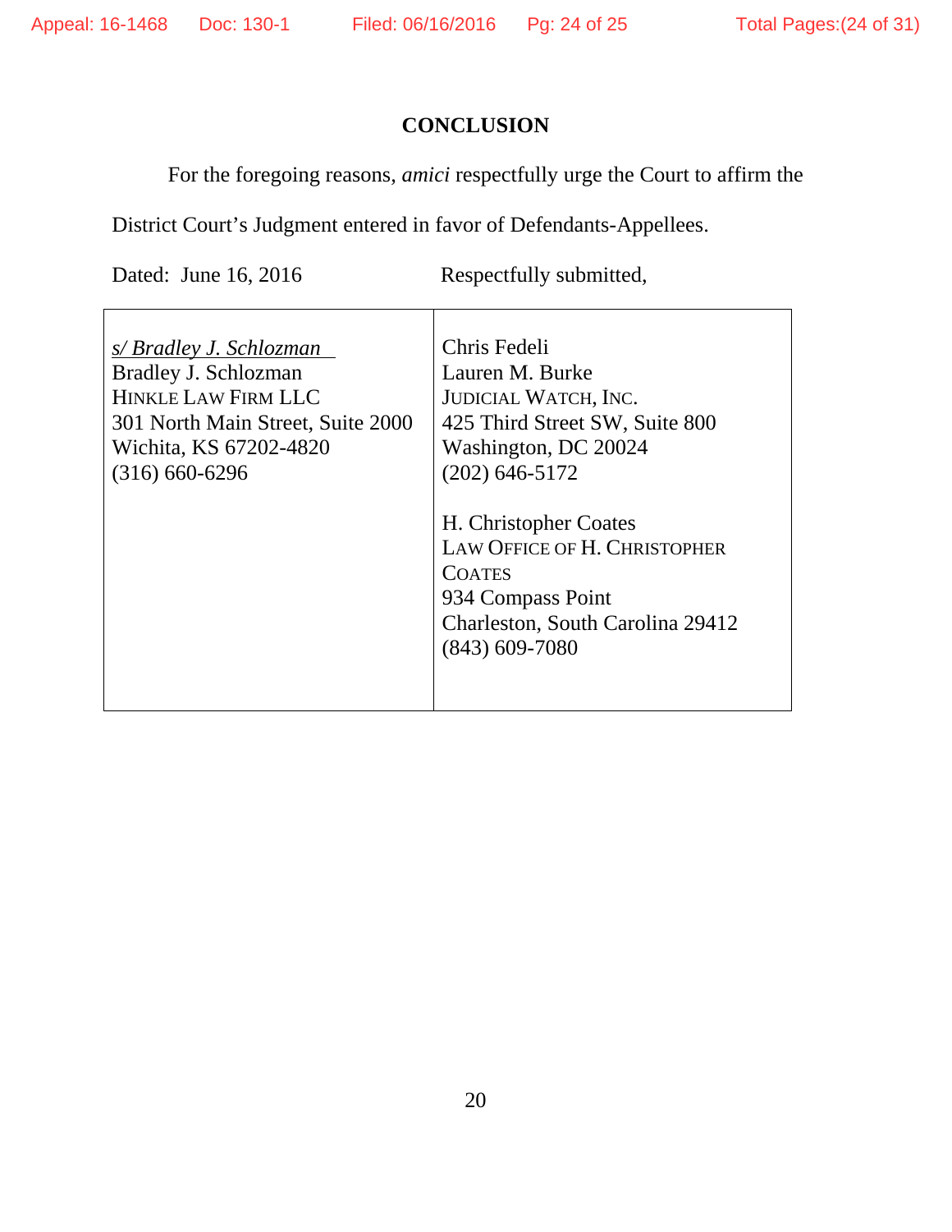## CONCLUSION

For the foregoing reasons, *amici* respectfully urge the Court to affirm the District Court's Judgment entered in favor of Defendants-Appellees.

Dated: June 16, 2016 Respectfully submitted,

| | |
|---|---|
| *s/ Bradley J. Schlozman*<br>Bradley J. Schlozman<br>HINKLE LAW FIRM LLC<br>301 North Main Street, Suite 2000<br>Wichita, KS 67202-4820<br>(316) 660-6296 | Chris Fedeli<br>Lauren M. Burke<br>JUDICIAL WATCH, INC.<br>425 Third Street SW, Suite 800<br>Washington, DC 20024<br>(202) 646-5172<br><br>H. Christopher Coates<br>LAW OFFICE OF H. CHRISTOPHER COATES<br>934 Compass Point<br>Charleston, South Carolina 29412<br>(843) 609-7080 |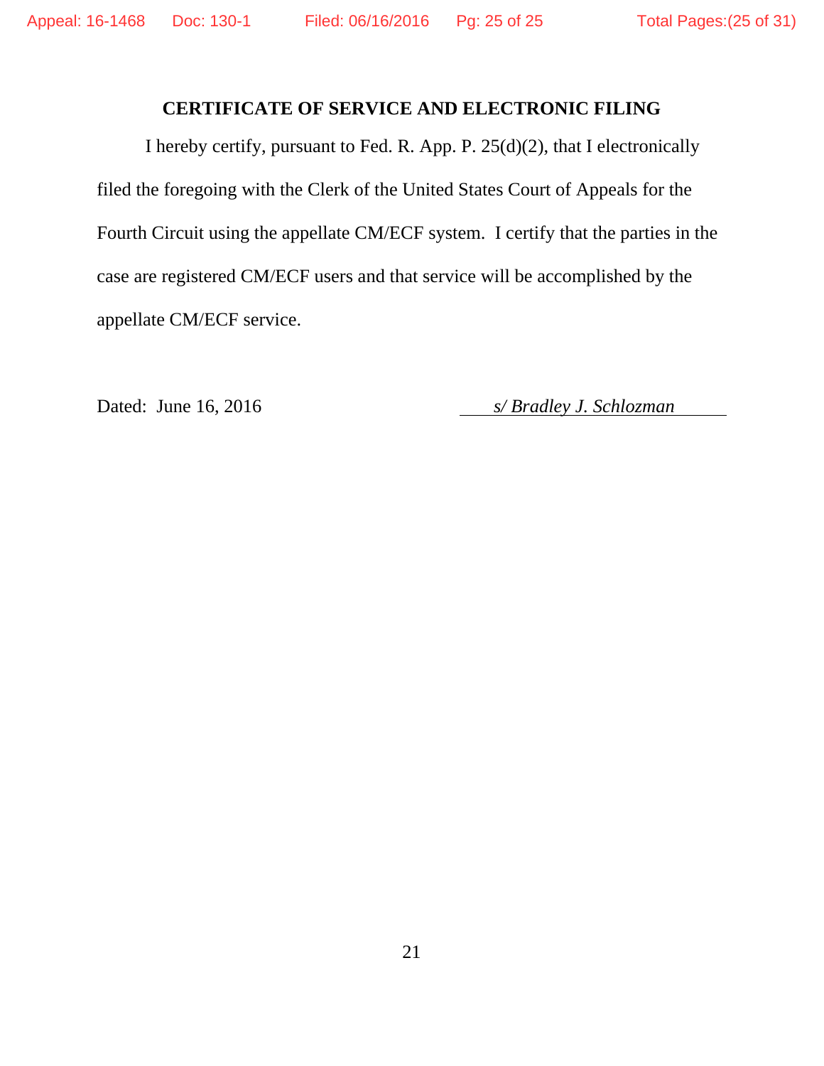## CERTIFICATE OF SERVICE AND ELECTRONIC FILING

I hereby certify, pursuant to Fed. R. App. P. 25(d)(2), that I electronically filed the foregoing with the Clerk of the United States Court of Appeals for the Fourth Circuit using the appellate CM/ECF system. I certify that the parties in the case are registered CM/ECF users and that service will be accomplished by the appellate CM/ECF service.

Dated: June 16, 2016

*s/ Bradley J. Schlozman*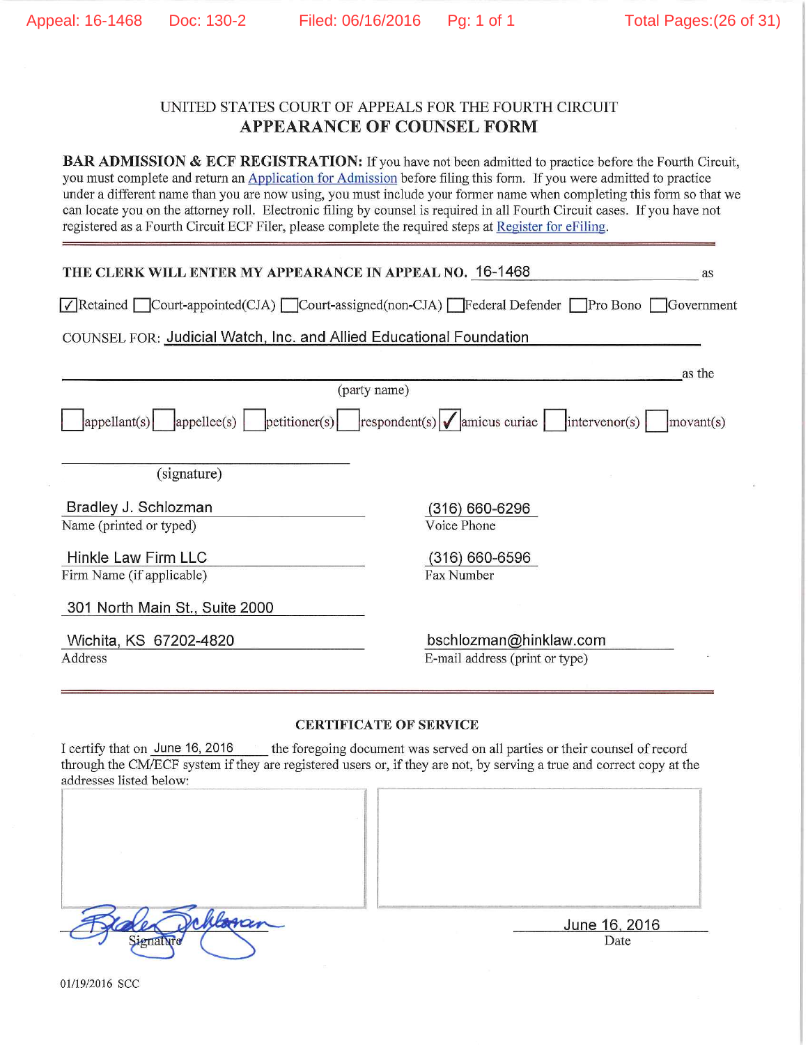UNITED STATES COURT OF APPEALS FOR THE FOURTH CIRCUIT

# APPEARANCE OF COUNSEL FORM

**BAR ADMISSION & ECF REGISTRATION:** If you have not been admitted to practice before the Fourth Circuit, you must complete and return an Application for Admission before filing this form. If you were admitted to practice under a different name than you are now using, you must include your former name when completing this form so that we can locate you on the attorney roll. Electronic filing by counsel is required in all Fourth Circuit cases. If you have not registered as a Fourth Circuit ECF Filer, please complete the required steps at Register for eFiling.

---

**THE CLERK WILL ENTER MY APPEARANCE IN APPEAL NO.** 16-1468 as

☑ Retained ☐ Court-appointed(CJA) ☐ Court-assigned(non-CJA) ☐ Federal Defender ☐ Pro Bono ☐ Government

COUNSEL FOR: Judicial Watch, Inc. and Allied Educational Foundation

______________________________________________ as the
(party name)

☐ appellant(s) ☐ appellee(s) ☐ petitioner(s) ☐ respondent(s) ☑ amicus curiae ☐ intervenor(s) ☐ movant(s)

______________________________
(signature)

| | |
|---|---|
| Bradley J. Schlozman<br>Name (printed or typed) | (316) 660-6296<br>Voice Phone |
| Hinkle Law Firm LLC<br>Firm Name (if applicable) | (316) 660-6596<br>Fax Number |
| 301 North Main St., Suite 2000 | |
| Wichita, KS 67202-4820<br>Address | bschlozman@hinklaw.com<br>E-mail address (print or type) |

---

### CERTIFICATE OF SERVICE

I certify that on June 16, 2016 the foregoing document was served on all parties or their counsel of record through the CM/ECF system if they are registered users or, if they are not, by serving a true and correct copy at the addresses listed below:

Signature: [signed] Date: June 16, 2016

01/19/2016 SCC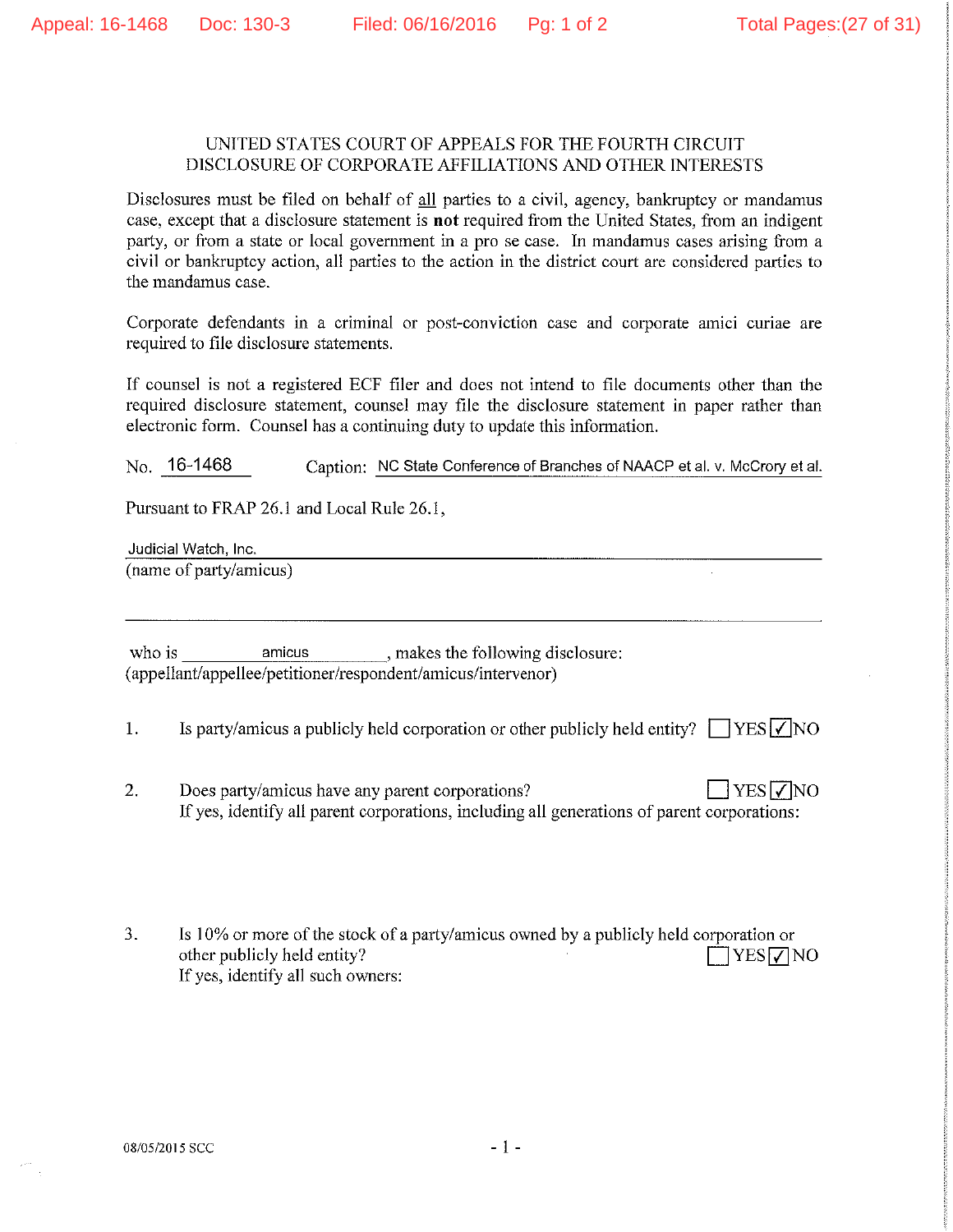UNITED STATES COURT OF APPEALS FOR THE FOURTH CIRCUIT
DISCLOSURE OF CORPORATE AFFILIATIONS AND OTHER INTERESTS

Disclosures must be filed on behalf of all parties to a civil, agency, bankruptcy or mandamus case, except that a disclosure statement is **not** required from the United States, from an indigent party, or from a state or local government in a pro se case. In mandamus cases arising from a civil or bankruptcy action, all parties to the action in the district court are considered parties to the mandamus case.

Corporate defendants in a criminal or post-conviction case and corporate amici curiae are required to file disclosure statements.

If counsel is not a registered ECF filer and does not intend to file documents other than the required disclosure statement, counsel may file the disclosure statement in paper rather than electronic form. Counsel has a continuing duty to update this information.

No. 16-1468 Caption: NC State Conference of Branches of NAACP et al. v. McCrory et al.

Pursuant to FRAP 26.1 and Local Rule 26.1,

Judicial Watch, Inc.
(name of party/amicus)

who is amicus, makes the following disclosure:
(appellant/appellee/petitioner/respondent/amicus/intervenor)

1. Is party/amicus a publicly held corporation or other publicly held entity? ☐ YES ☑ NO

2. Does party/amicus have any parent corporations? ☐ YES ☑ NO
If yes, identify all parent corporations, including all generations of parent corporations:

3. Is 10% or more of the stock of a party/amicus owned by a publicly held corporation or other publicly held entity? ☐ YES ☑ NO
If yes, identify all such owners:

08/05/2015 SCC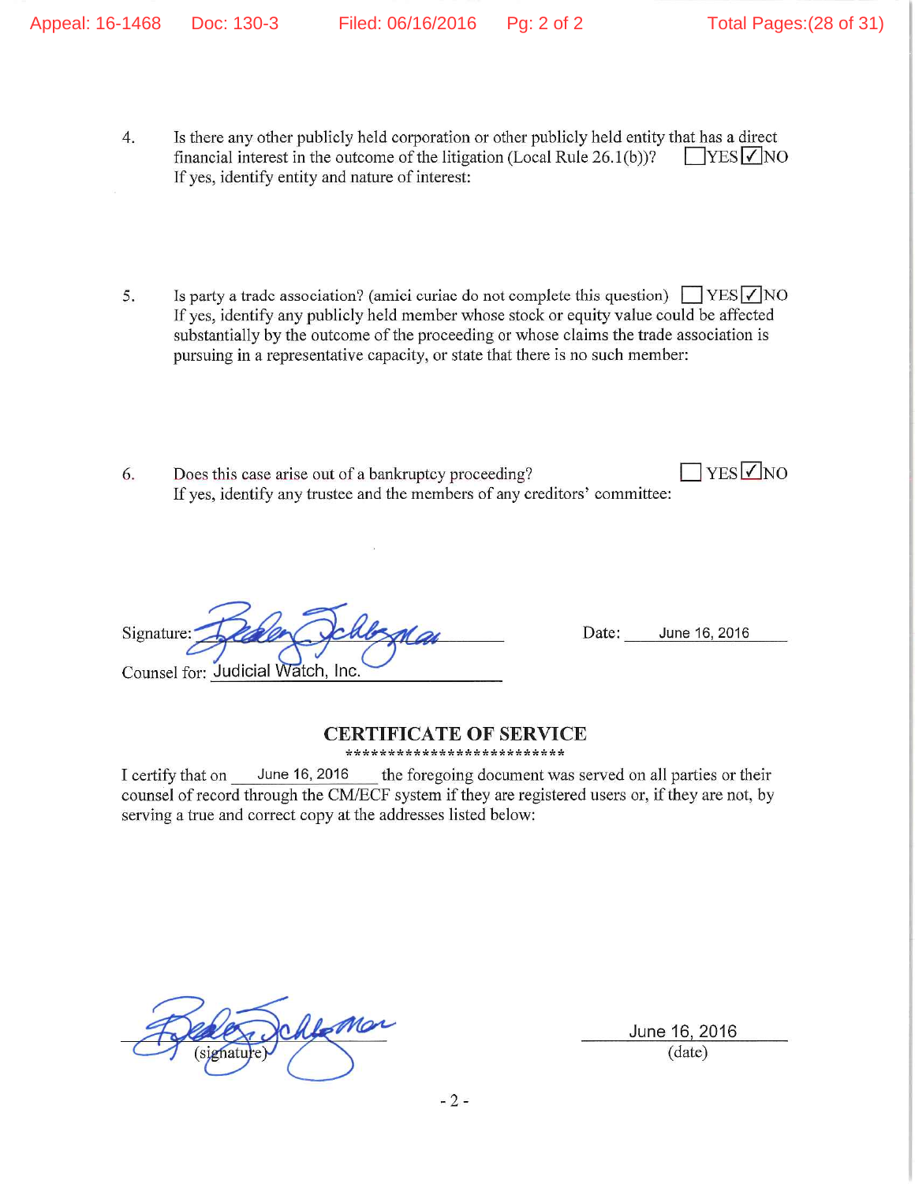4. Is there any other publicly held corporation or other publicly held entity that has a direct financial interest in the outcome of the litigation (Local Rule 26.1(b))? ☐YES ☑NO
   If yes, identify entity and nature of interest:

5. Is party a trade association? (amici curiae do not complete this question) ☐YES ☑NO
   If yes, identify any publicly held member whose stock or equity value could be affected substantially by the outcome of the proceeding or whose claims the trade association is pursuing in a representative capacity, or state that there is no such member:

6. Does this case arise out of a bankruptcy proceeding? ☐YES ☑NO
   If yes, identify any trustee and the members of any creditors' committee:

Signature: [signature] Date: June 16, 2016

Counsel for: Judicial Watch, Inc.

## CERTIFICATE OF SERVICE

**************************

I certify that on June 16, 2016 the foregoing document was served on all parties or their counsel of record through the CM/ECF system if they are registered users or, if they are not, by serving a true and correct copy at the addresses listed below:

[signature]
(signature)

June 16, 2016
(date)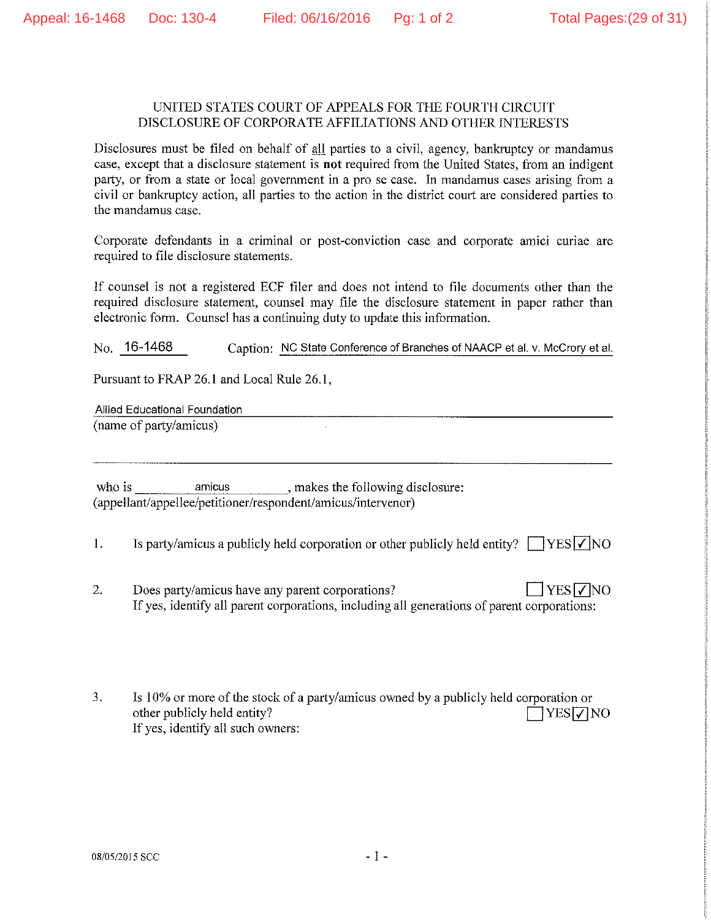UNITED STATES COURT OF APPEALS FOR THE FOURTH CIRCUIT
DISCLOSURE OF CORPORATE AFFILIATIONS AND OTHER INTERESTS

Disclosures must be filed on behalf of all parties to a civil, agency, bankruptcy or mandamus case, except that a disclosure statement is **not** required from the United States, from an indigent party, or from a state or local government in a pro se case. In mandamus cases arising from a civil or bankruptcy action, all parties to the action in the district court are considered parties to the mandamus case.

Corporate defendants in a criminal or post-conviction case and corporate amici curiae are required to file disclosure statements.

If counsel is not a registered ECF filer and does not intend to file documents other than the required disclosure statement, counsel may file the disclosure statement in paper rather than electronic form. Counsel has a continuing duty to update this information.

No. 16-1468 Caption: NC State Conference of Branches of NAACP et al. v. McCrory et al.

Pursuant to FRAP 26.1 and Local Rule 26.1,

Allied Educational Foundation
(name of party/amicus)

who is amicus, makes the following disclosure:
(appellant/appellee/petitioner/respondent/amicus/intervenor)

1. Is party/amicus a publicly held corporation or other publicly held entity? ☐ YES ☑ NO

2. Does party/amicus have any parent corporations? ☐ YES ☑ NO
   If yes, identify all parent corporations, including all generations of parent corporations:

3. Is 10% or more of the stock of a party/amicus owned by a publicly held corporation or other publicly held entity? ☐ YES ☑ NO
   If yes, identify all such owners:

08/05/2015 SCC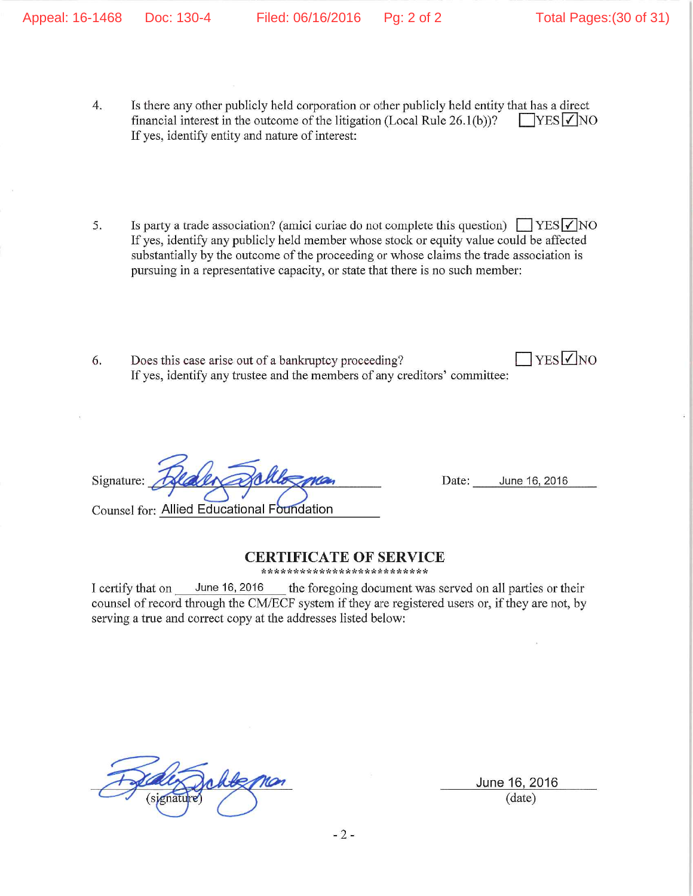4. Is there any other publicly held corporation or other publicly held entity that has a direct financial interest in the outcome of the litigation (Local Rule 26.1(b))? ☐ YES ☑ NO
   If yes, identify entity and nature of interest:

5. Is party a trade association? (amici curiae do not complete this question) ☐ YES ☑ NO
   If yes, identify any publicly held member whose stock or equity value could be affected substantially by the outcome of the proceeding or whose claims the trade association is pursuing in a representative capacity, or state that there is no such member:

6. Does this case arise out of a bankruptcy proceeding? ☐ YES ☑ NO
   If yes, identify any trustee and the members of any creditors' committee:

Signature: [signature] Date: June 16, 2016

Counsel for: Allied Educational Foundation

## CERTIFICATE OF SERVICE

**************************

I certify that on June 16, 2016 the foregoing document was served on all parties or their counsel of record through the CM/ECF system if they are registered users or, if they are not, by serving a true and correct copy at the addresses listed below:

[signature]
(signature)

June 16, 2016
(date)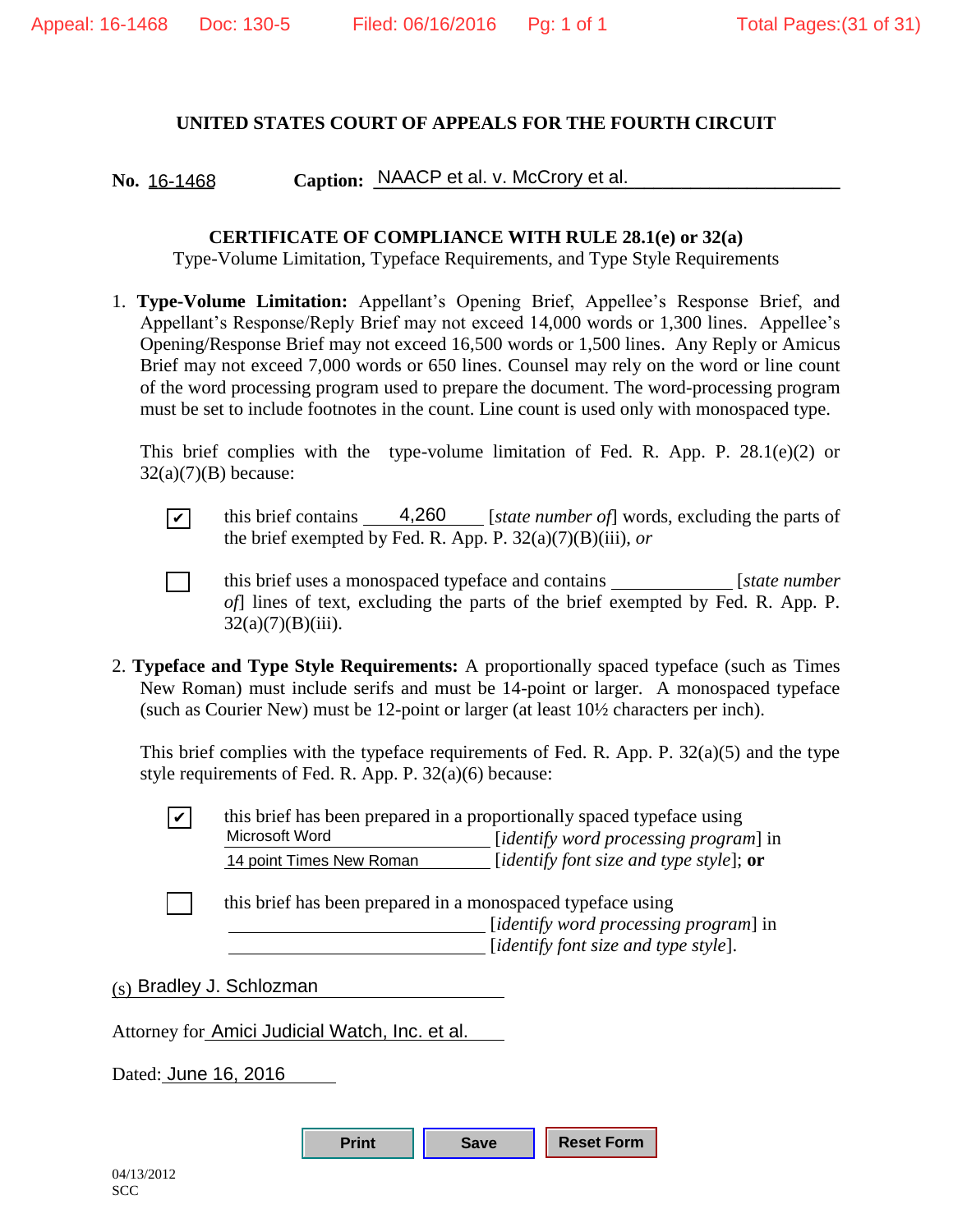**UNITED STATES COURT OF APPEALS FOR THE FOURTH CIRCUIT**

**No.** 16-1468 **Caption:** NAACP et al. v. McCrory et al.

**CERTIFICATE OF COMPLIANCE WITH RULE 28.1(e) or 32(a)**
Type-Volume Limitation, Typeface Requirements, and Type Style Requirements

1. **Type-Volume Limitation:** Appellant's Opening Brief, Appellee's Response Brief, and Appellant's Response/Reply Brief may not exceed 14,000 words or 1,300 lines. Appellee's Opening/Response Brief may not exceed 16,500 words or 1,500 lines. Any Reply or Amicus Brief may not exceed 7,000 words or 650 lines. Counsel may rely on the word or line count of the word processing program used to prepare the document. The word-processing program must be set to include footnotes in the count. Line count is used only with monospaced type.

   This brief complies with the type-volume limitation of Fed. R. App. P. 28.1(e)(2) or 32(a)(7)(B) because:

   ☑ this brief contains 4,260 [*state number of*] words, excluding the parts of the brief exempted by Fed. R. App. P. 32(a)(7)(B)(iii), *or*

   ☐ this brief uses a monospaced typeface and contains ______ [*state number of*] lines of text, excluding the parts of the brief exempted by Fed. R. App. P. 32(a)(7)(B)(iii).

2. **Typeface and Type Style Requirements:** A proportionally spaced typeface (such as Times New Roman) must include serifs and must be 14-point or larger. A monospaced typeface (such as Courier New) must be 12-point or larger (at least 10½ characters per inch).

   This brief complies with the typeface requirements of Fed. R. App. P. 32(a)(5) and the type style requirements of Fed. R. App. P. 32(a)(6) because:

   ☑ this brief has been prepared in a proportionally spaced typeface using Microsoft Word [*identify word processing program*] in 14 point Times New Roman [*identify font size and type style*]; **or**

   ☐ this brief has been prepared in a monospaced typeface using ______ [*identify word processing program*] in ______ [*identify font size and type style*].

(s) Bradley J. Schlozman

Attorney for Amici Judicial Watch, Inc. et al.

Dated: June 16, 2016

04/13/2012
SCC